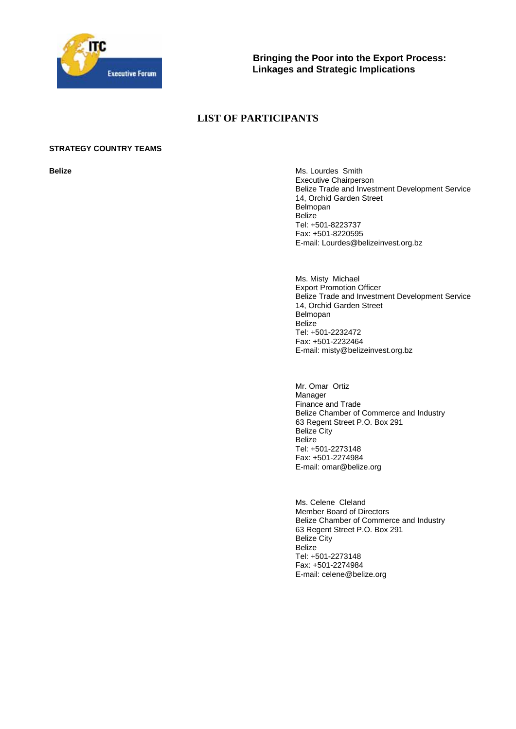**Bringing the Poor into the Export Process: Linkages and Strategic Implications**

# LIST OF PARTICIPANTS

## STRATEGY COUNTRY TEAMS

**Belize**

Ms. Lourdes Smith
Executive Chairperson
Belize Trade and Investment Development Service
14, Orchid Garden Street
Belmopan
Belize
Tel: +501-8223737
Fax: +501-8220595
E-mail: Lourdes@belizeinvest.org.bz

Ms. Misty Michael
Export Promotion Officer
Belize Trade and Investment Development Service
14, Orchid Garden Street
Belmopan
Belize
Tel: +501-2232472
Fax: +501-2232464
E-mail: misty@belizeinvest.org.bz

Mr. Omar Ortiz
Manager
Finance and Trade
Belize Chamber of Commerce and Industry
63 Regent Street P.O. Box 291
Belize City
Belize
Tel: +501-2273148
Fax: +501-2274984
E-mail: omar@belize.org

Ms. Celene Cleland
Member Board of Directors
Belize Chamber of Commerce and Industry
63 Regent Street P.O. Box 291
Belize City
Belize
Tel: +501-2273148
Fax: +501-2274984
E-mail: celene@belize.org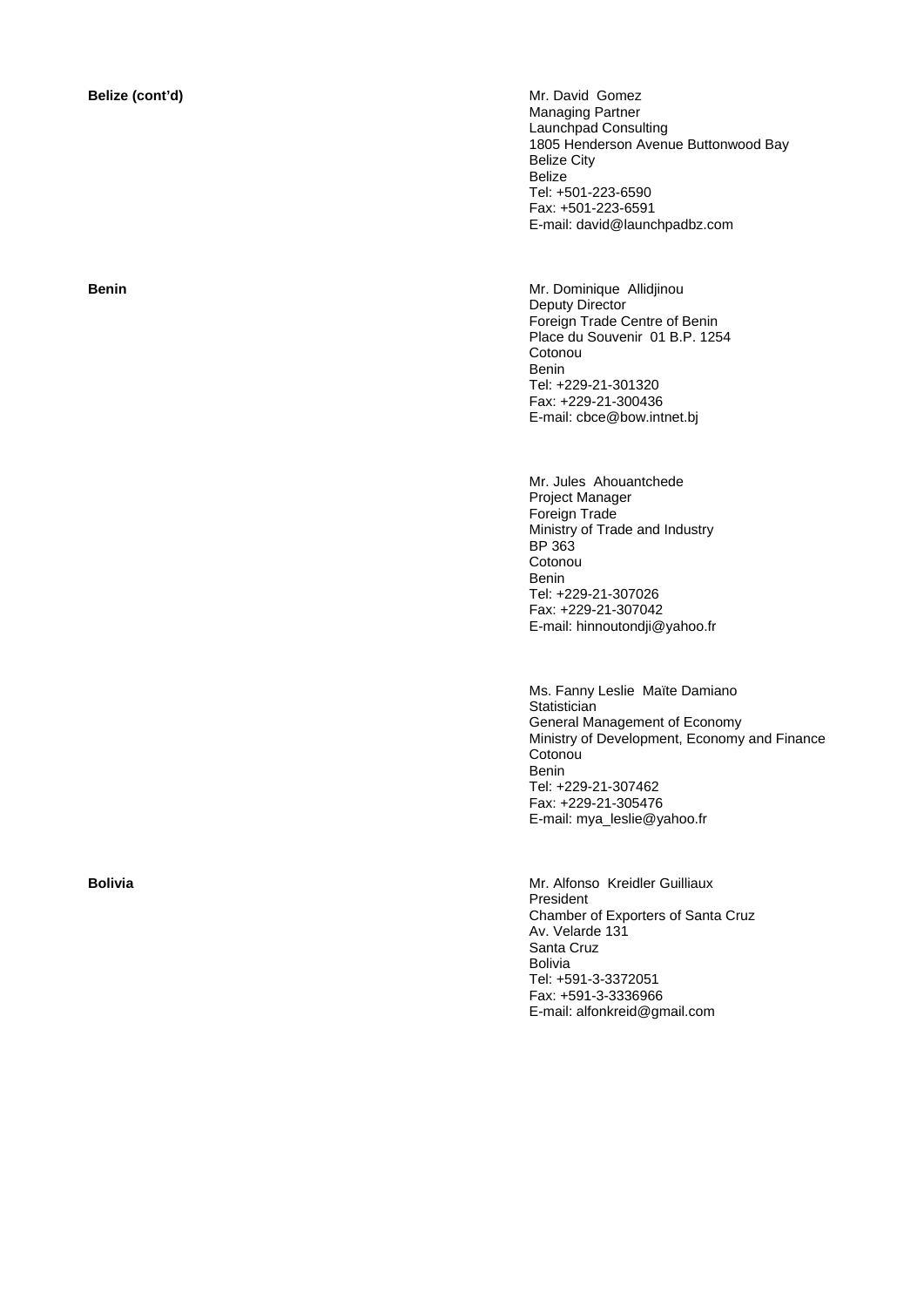**Belize (cont'd)**

Mr. David Gomez
Managing Partner
Launchpad Consulting
1805 Henderson Avenue Buttonwood Bay
Belize City
Belize
Tel: +501-223-6590
Fax: +501-223-6591
E-mail: david@launchpadbz.com

**Benin**

Mr. Dominique Allidjinou
Deputy Director
Foreign Trade Centre of Benin
Place du Souvenir 01 B.P. 1254
Cotonou
Benin
Tel: +229-21-301320
Fax: +229-21-300436
E-mail: cbce@bow.intnet.bj

Mr. Jules Ahouantchede
Project Manager
Foreign Trade
Ministry of Trade and Industry
BP 363
Cotonou
Benin
Tel: +229-21-307026
Fax: +229-21-307042
E-mail: hinnoutondji@yahoo.fr

Ms. Fanny Leslie Maïte Damiano
Statistician
General Management of Economy
Ministry of Development, Economy and Finance
Cotonou
Benin
Tel: +229-21-307462
Fax: +229-21-305476
E-mail: mya_leslie@yahoo.fr

**Bolivia**

Mr. Alfonso Kreidler Guilliaux
President
Chamber of Exporters of Santa Cruz
Av. Velarde 131
Santa Cruz
Bolivia
Tel: +591-3-3372051
Fax: +591-3-3336966
E-mail: alfonkreid@gmail.com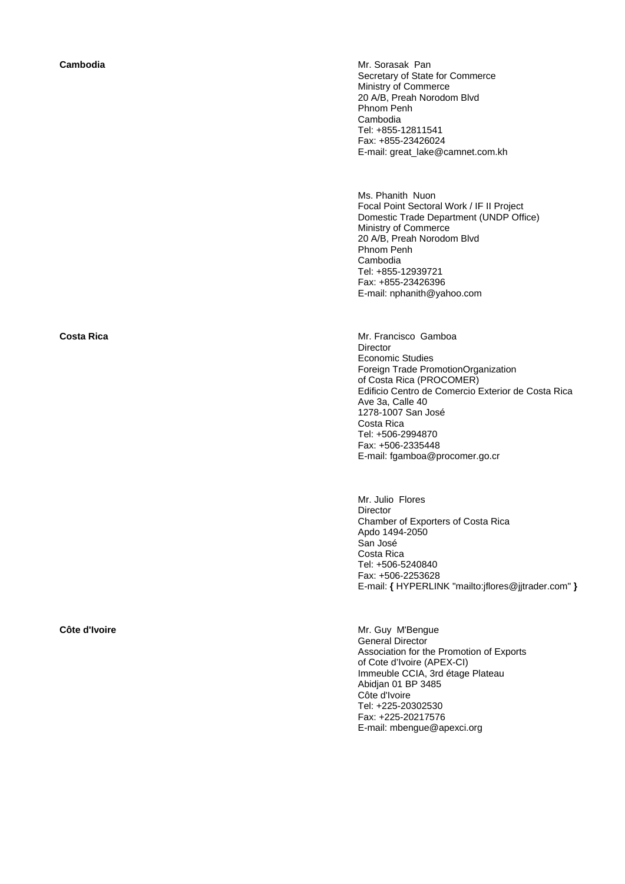**Cambodia**

Mr. Sorasak Pan
Secretary of State for Commerce
Ministry of Commerce
20 A/B, Preah Norodom Blvd
Phnom Penh
Cambodia
Tel: +855-12811541
Fax: +855-23426024
E-mail: great_lake@camnet.com.kh

Ms. Phanith Nuon
Focal Point Sectoral Work / IF II Project
Domestic Trade Department (UNDP Office)
Ministry of Commerce
20 A/B, Preah Norodom Blvd
Phnom Penh
Cambodia
Tel: +855-12939721
Fax: +855-23426396
E-mail: nphanith@yahoo.com

**Costa Rica**

Mr. Francisco Gamboa
Director
Economic Studies
Foreign Trade PromotionOrganization
of Costa Rica (PROCOMER)
Edificio Centro de Comercio Exterior de Costa Rica
Ave 3a, Calle 40
1278-1007 San José
Costa Rica
Tel: +506-2994870
Fax: +506-2335448
E-mail: fgamboa@procomer.go.cr

Mr. Julio Flores
Director
Chamber of Exporters of Costa Rica
Apdo 1494-2050
San José
Costa Rica
Tel: +506-5240840
Fax: +506-2253628
E-mail: **{** HYPERLINK "mailto:jflores@jjtrader.com" **}**

**Côte d'Ivoire**

Mr. Guy M'Bengue
General Director
Association for the Promotion of Exports
of Cote d'Ivoire (APEX-CI)
Immeuble CCIA, 3rd étage Plateau
Abidjan 01 BP 3485
Côte d'Ivoire
Tel: +225-20302530
Fax: +225-20217576
E-mail: mbengue@apexci.org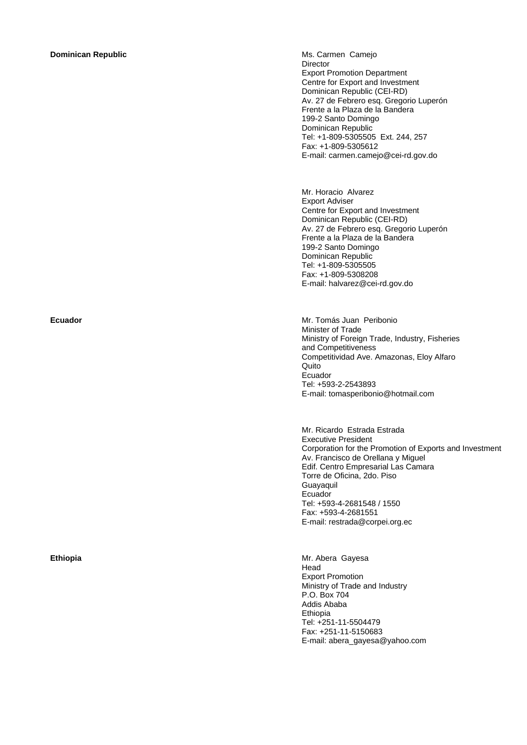**Dominican Republic**

Ms. Carmen Camejo
Director
Export Promotion Department
Centre for Export and Investment
Dominican Republic (CEI-RD)
Av. 27 de Febrero esq. Gregorio Luperón
Frente a la Plaza de la Bandera
199-2 Santo Domingo
Dominican Republic
Tel: +1-809-5305505 Ext. 244, 257
Fax: +1-809-5305612
E-mail: carmen.camejo@cei-rd.gov.do

Mr. Horacio Alvarez
Export Adviser
Centre for Export and Investment
Dominican Republic (CEI-RD)
Av. 27 de Febrero esq. Gregorio Luperón
Frente a la Plaza de la Bandera
199-2 Santo Domingo
Dominican Republic
Tel: +1-809-5305505
Fax: +1-809-5308208
E-mail: halvarez@cei-rd.gov.do

**Ecuador**

Mr. Tomás Juan Peribonio
Minister of Trade
Ministry of Foreign Trade, Industry, Fisheries
and Competitiveness
Competitividad Ave. Amazonas, Eloy Alfaro
Quito
Ecuador
Tel: +593-2-2543893
E-mail: tomasperibonio@hotmail.com

Mr. Ricardo Estrada Estrada
Executive President
Corporation for the Promotion of Exports and Investment
Av. Francisco de Orellana y Miguel
Edif. Centro Empresarial Las Camara
Torre de Oficina, 2do. Piso
Guayaquil
Ecuador
Tel: +593-4-2681548 / 1550
Fax: +593-4-2681551
E-mail: restrada@corpei.org.ec

**Ethiopia**

Mr. Abera Gayesa
Head
Export Promotion
Ministry of Trade and Industry
P.O. Box 704
Addis Ababa
Ethiopia
Tel: +251-11-5504479
Fax: +251-11-5150683
E-mail: abera_gayesa@yahoo.com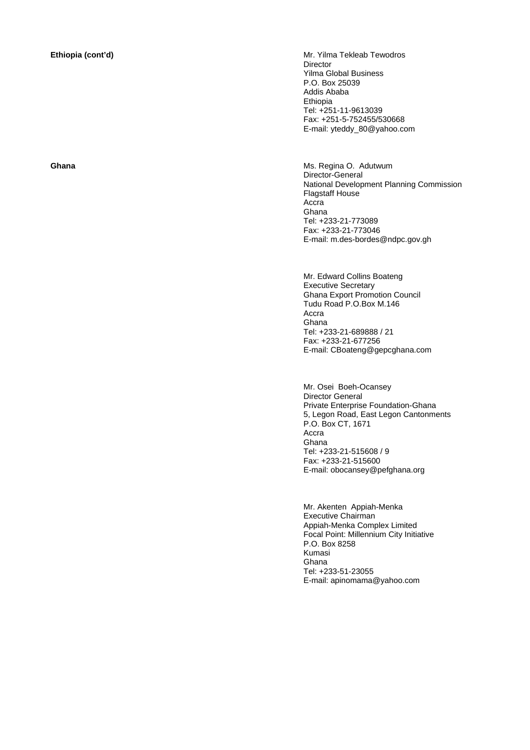**Ethiopia (cont'd)**

Mr. Yilma Tekleab Tewodros
Director
Yilma Global Business
P.O. Box 25039
Addis Ababa
Ethiopia
Tel: +251-11-9613039
Fax: +251-5-752455/530668
E-mail: yteddy_80@yahoo.com

**Ghana**

Ms. Regina O. Adutwum
Director-General
National Development Planning Commission
Flagstaff House
Accra
Ghana
Tel: +233-21-773089
Fax: +233-21-773046
E-mail: m.des-bordes@ndpc.gov.gh

Mr. Edward Collins Boateng
Executive Secretary
Ghana Export Promotion Council
Tudu Road P.O.Box M.146
Accra
Ghana
Tel: +233-21-689888 / 21
Fax: +233-21-677256
E-mail: CBoateng@gepcghana.com

Mr. Osei Boeh-Ocansey
Director General
Private Enterprise Foundation-Ghana
5, Legon Road, East Legon Cantonments
P.O. Box CT, 1671
Accra
Ghana
Tel: +233-21-515608 / 9
Fax: +233-21-515600
E-mail: obocansey@pefghana.org

Mr. Akenten Appiah-Menka
Executive Chairman
Appiah-Menka Complex Limited
Focal Point: Millennium City Initiative
P.O. Box 8258
Kumasi
Ghana
Tel: +233-51-23055
E-mail: apinomama@yahoo.com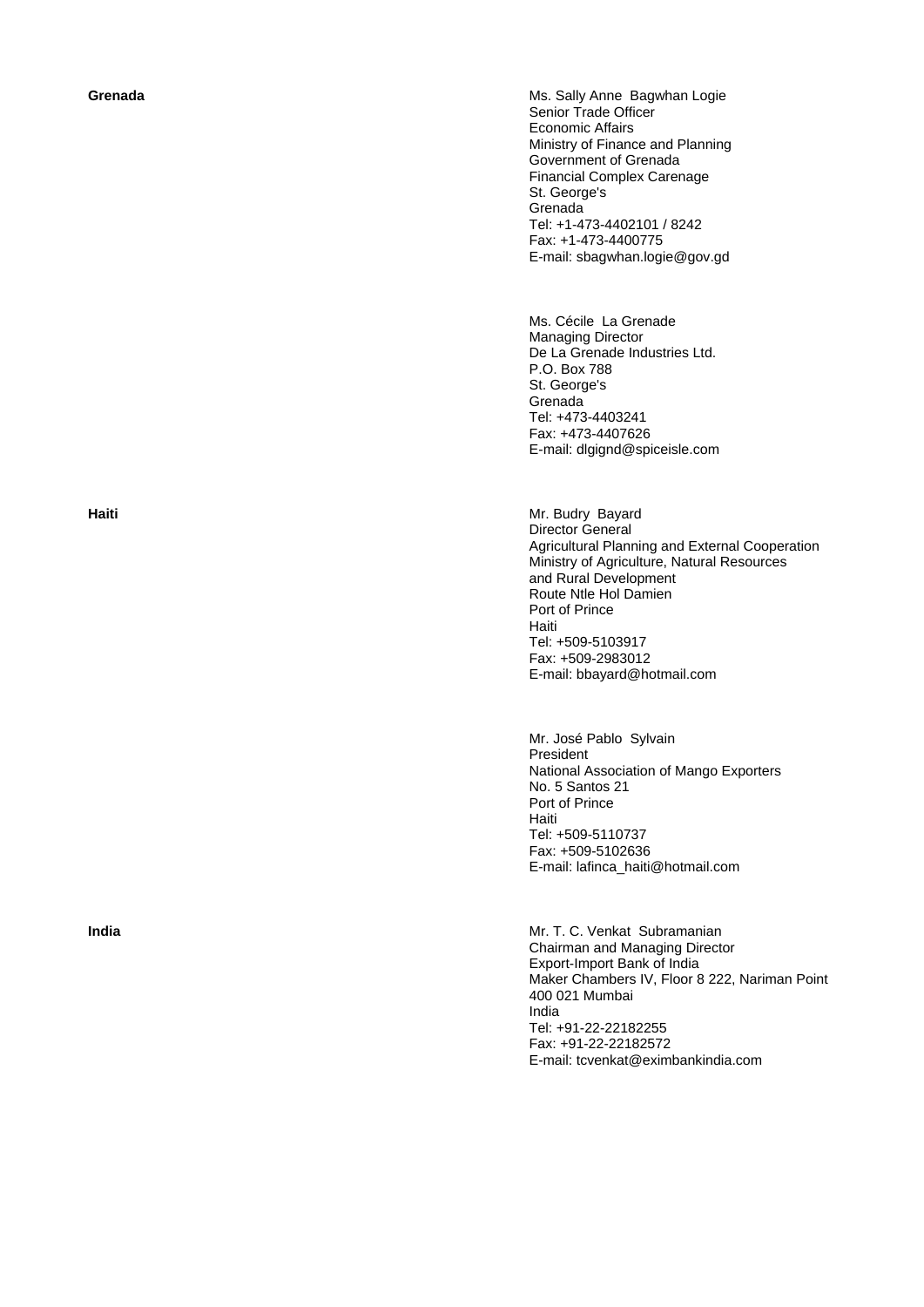**Grenada**

Ms. Sally Anne Bagwhan Logie
Senior Trade Officer
Economic Affairs
Ministry of Finance and Planning
Government of Grenada
Financial Complex Carenage
St. George's
Grenada
Tel: +1-473-4402101 / 8242
Fax: +1-473-4400775
E-mail: sbagwhan.logie@gov.gd

Ms. Cécile La Grenade
Managing Director
De La Grenade Industries Ltd.
P.O. Box 788
St. George's
Grenada
Tel: +473-4403241
Fax: +473-4407626
E-mail: dlgignd@spiceisle.com

**Haiti**

Mr. Budry Bayard
Director General
Agricultural Planning and External Cooperation
Ministry of Agriculture, Natural Resources
and Rural Development
Route Ntle Hol Damien
Port of Prince
Haiti
Tel: +509-5103917
Fax: +509-2983012
E-mail: bbayard@hotmail.com

Mr. José Pablo Sylvain
President
National Association of Mango Exporters
No. 5 Santos 21
Port of Prince
Haiti
Tel: +509-5110737
Fax: +509-5102636
E-mail: lafinca_haiti@hotmail.com

**India**

Mr. T. C. Venkat Subramanian
Chairman and Managing Director
Export-Import Bank of India
Maker Chambers IV, Floor 8 222, Nariman Point
400 021 Mumbai
India
Tel: +91-22-22182255
Fax: +91-22-22182572
E-mail: tcvenkat@eximbankindia.com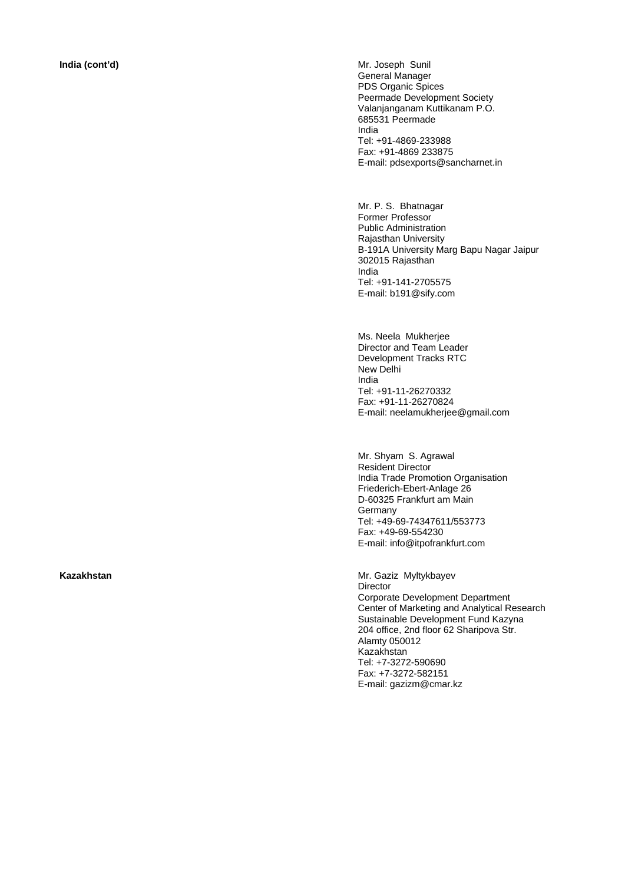**India (cont'd)**

Mr. Joseph Sunil
General Manager
PDS Organic Spices
Peermade Development Society
Valanjanganam Kuttikanam P.O.
685531 Peermade
India
Tel: +91-4869-233988
Fax: +91-4869 233875
E-mail: pdsexports@sancharnet.in

Mr. P. S. Bhatnagar
Former Professor
Public Administration
Rajasthan University
B-191A University Marg Bapu Nagar Jaipur
302015 Rajasthan
India
Tel: +91-141-2705575
E-mail: b191@sify.com

Ms. Neela Mukherjee
Director and Team Leader
Development Tracks RTC
New Delhi
India
Tel: +91-11-26270332
Fax: +91-11-26270824
E-mail: neelamukherjee@gmail.com

Mr. Shyam S. Agrawal
Resident Director
India Trade Promotion Organisation
Friederich-Ebert-Anlage 26
D-60325 Frankfurt am Main
Germany
Tel: +49-69-74347611/553773
Fax: +49-69-554230
E-mail: info@itpofrankfurt.com

**Kazakhstan**

Mr. Gaziz Myltykbayev
Director
Corporate Development Department
Center of Marketing and Analytical Research
Sustainable Development Fund Kazyna
204 office, 2nd floor 62 Sharipova Str.
Alamty 050012
Kazakhstan
Tel: +7-3272-590690
Fax: +7-3272-582151
E-mail: gazizm@cmar.kz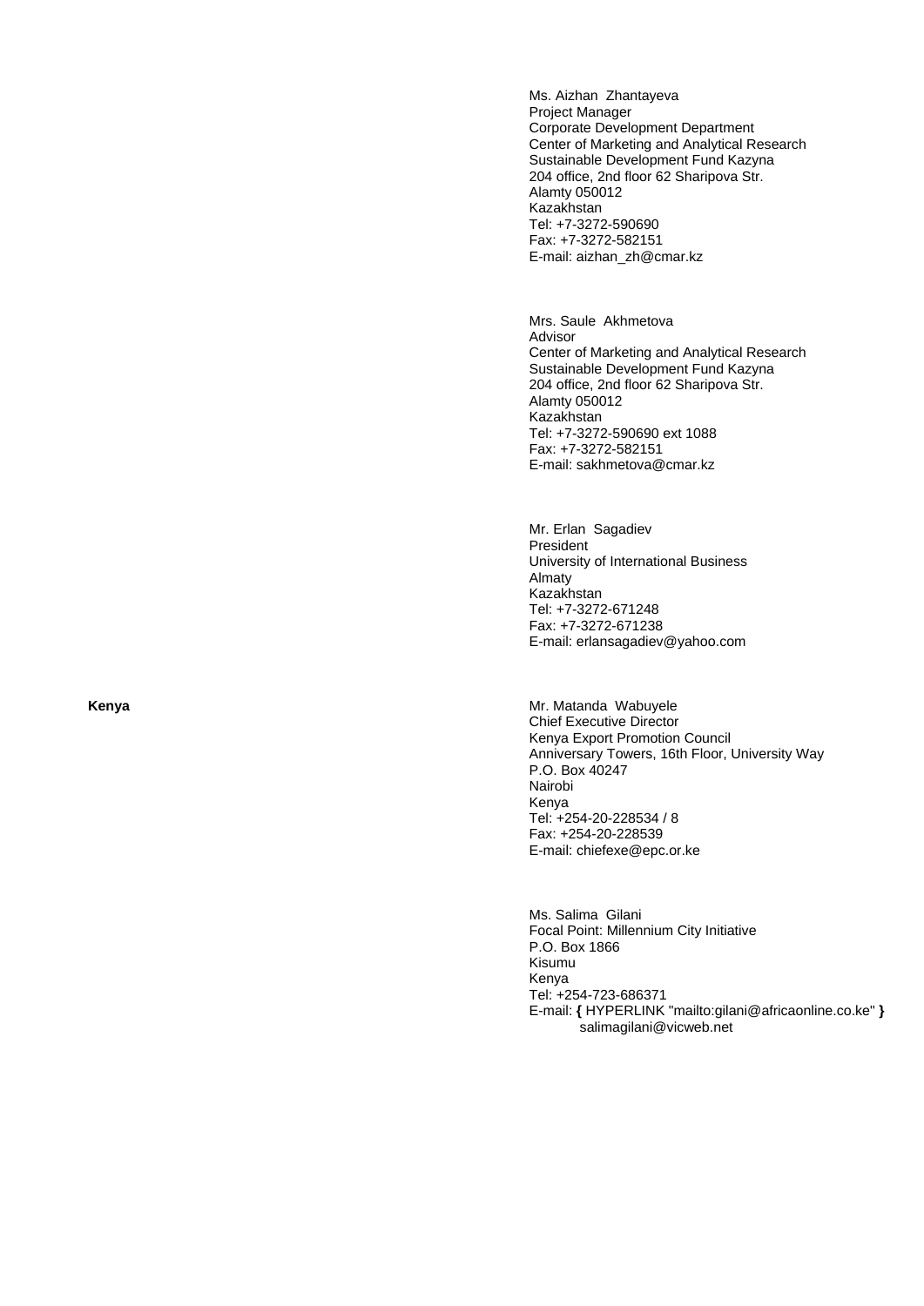Ms. Aizhan Zhantayeva
Project Manager
Corporate Development Department
Center of Marketing and Analytical Research
Sustainable Development Fund Kazyna
204 office, 2nd floor 62 Sharipova Str.
Alamty 050012
Kazakhstan
Tel: +7-3272-590690
Fax: +7-3272-582151
E-mail: aizhan_zh@cmar.kz

Mrs. Saule Akhmetova
Advisor
Center of Marketing and Analytical Research
Sustainable Development Fund Kazyna
204 office, 2nd floor 62 Sharipova Str.
Alamty 050012
Kazakhstan
Tel: +7-3272-590690 ext 1088
Fax: +7-3272-582151
E-mail: sakhmetova@cmar.kz

Mr. Erlan Sagadiev
President
University of International Business
Almaty
Kazakhstan
Tel: +7-3272-671248
Fax: +7-3272-671238
E-mail: erlansagadiev@yahoo.com

**Kenya**

Mr. Matanda Wabuyele
Chief Executive Director
Kenya Export Promotion Council
Anniversary Towers, 16th Floor, University Way
P.O. Box 40247
Nairobi
Kenya
Tel: +254-20-228534 / 8
Fax: +254-20-228539
E-mail: chiefexe@epc.or.ke

Ms. Salima Gilani
Focal Point: Millennium City Initiative
P.O. Box 1866
Kisumu
Kenya
Tel: +254-723-686371
E-mail: **{** HYPERLINK "mailto:gilani@africaonline.co.ke" **}**
salimagilani@vicweb.net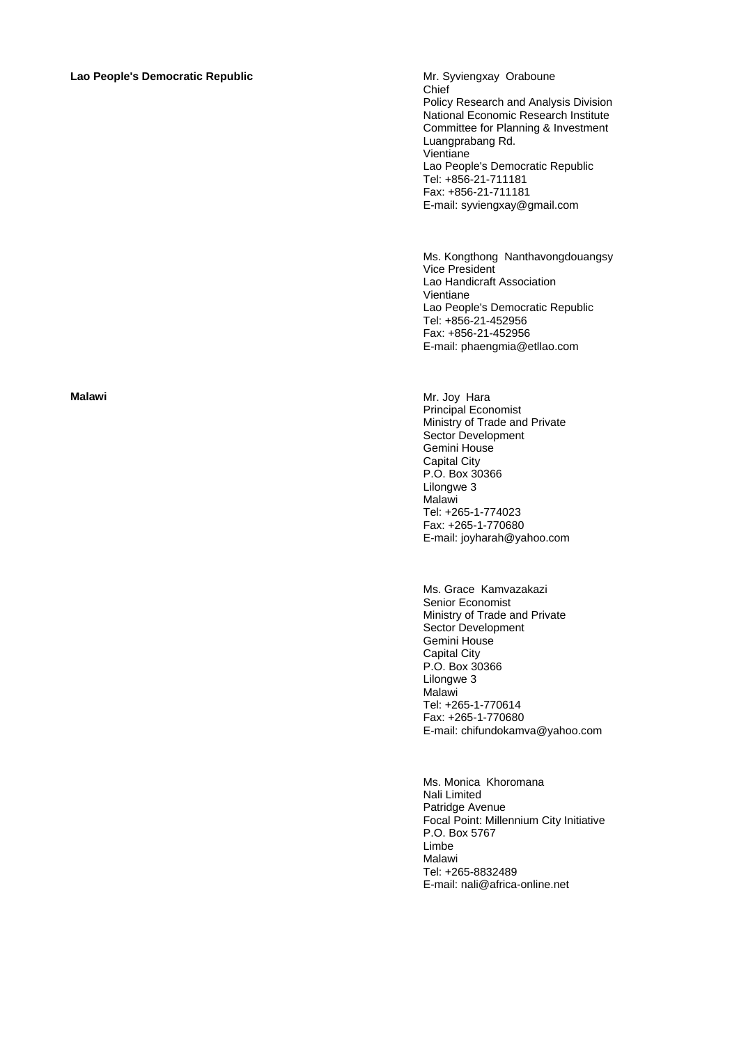**Lao People's Democratic Republic**

Mr. Syviengxay Oraboune
Chief
Policy Research and Analysis Division
National Economic Research Institute
Committee for Planning & Investment
Luangprabang Rd.
Vientiane
Lao People's Democratic Republic
Tel: +856-21-711181
Fax: +856-21-711181
E-mail: syviengxay@gmail.com

Ms. Kongthong Nanthavongdouangsy
Vice President
Lao Handicraft Association
Vientiane
Lao People's Democratic Republic
Tel: +856-21-452956
Fax: +856-21-452956
E-mail: phaengmia@etllao.com

**Malawi**

Mr. Joy Hara
Principal Economist
Ministry of Trade and Private
Sector Development
Gemini House
Capital City
P.O. Box 30366
Lilongwe 3
Malawi
Tel: +265-1-774023
Fax: +265-1-770680
E-mail: joyharah@yahoo.com

Ms. Grace Kamvazakazi
Senior Economist
Ministry of Trade and Private
Sector Development
Gemini House
Capital City
P.O. Box 30366
Lilongwe 3
Malawi
Tel: +265-1-770614
Fax: +265-1-770680
E-mail: chifundokamva@yahoo.com

Ms. Monica Khoromana
Nali Limited
Patridge Avenue
Focal Point: Millennium City Initiative
P.O. Box 5767
Limbe
Malawi
Tel: +265-8832489
E-mail: nali@africa-online.net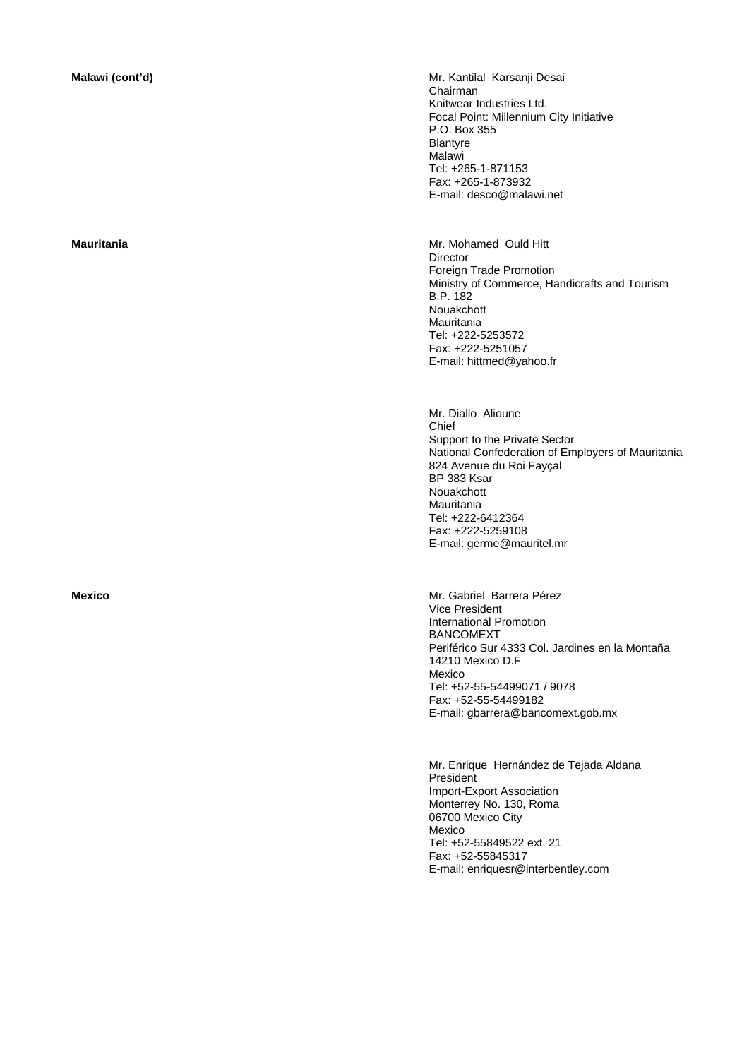**Malawi (cont'd)**

Mr. Kantilal Karsanji Desai
Chairman
Knitwear Industries Ltd.
Focal Point: Millennium City Initiative
P.O. Box 355
Blantyre
Malawi
Tel: +265-1-871153
Fax: +265-1-873932
E-mail: desco@malawi.net

**Mauritania**

Mr. Mohamed Ould Hitt
Director
Foreign Trade Promotion
Ministry of Commerce, Handicrafts and Tourism
B.P. 182
Nouakchott
Mauritania
Tel: +222-5253572
Fax: +222-5251057
E-mail: hittmed@yahoo.fr

Mr. Diallo Alioune
Chief
Support to the Private Sector
National Confederation of Employers of Mauritania
824 Avenue du Roi Fayçal
BP 383 Ksar
Nouakchott
Mauritania
Tel: +222-6412364
Fax: +222-5259108
E-mail: germe@mauritel.mr

**Mexico**

Mr. Gabriel Barrera Pérez
Vice President
International Promotion
BANCOMEXT
Periférico Sur 4333 Col. Jardines en la Montaña
14210 Mexico D.F
Mexico
Tel: +52-55-54499071 / 9078
Fax: +52-55-54499182
E-mail: gbarrera@bancomext.gob.mx

Mr. Enrique Hernández de Tejada Aldana
President
Import-Export Association
Monterrey No. 130, Roma
06700 Mexico City
Mexico
Tel: +52-55849522 ext. 21
Fax: +52-55845317
E-mail: enriquesr@interbentley.com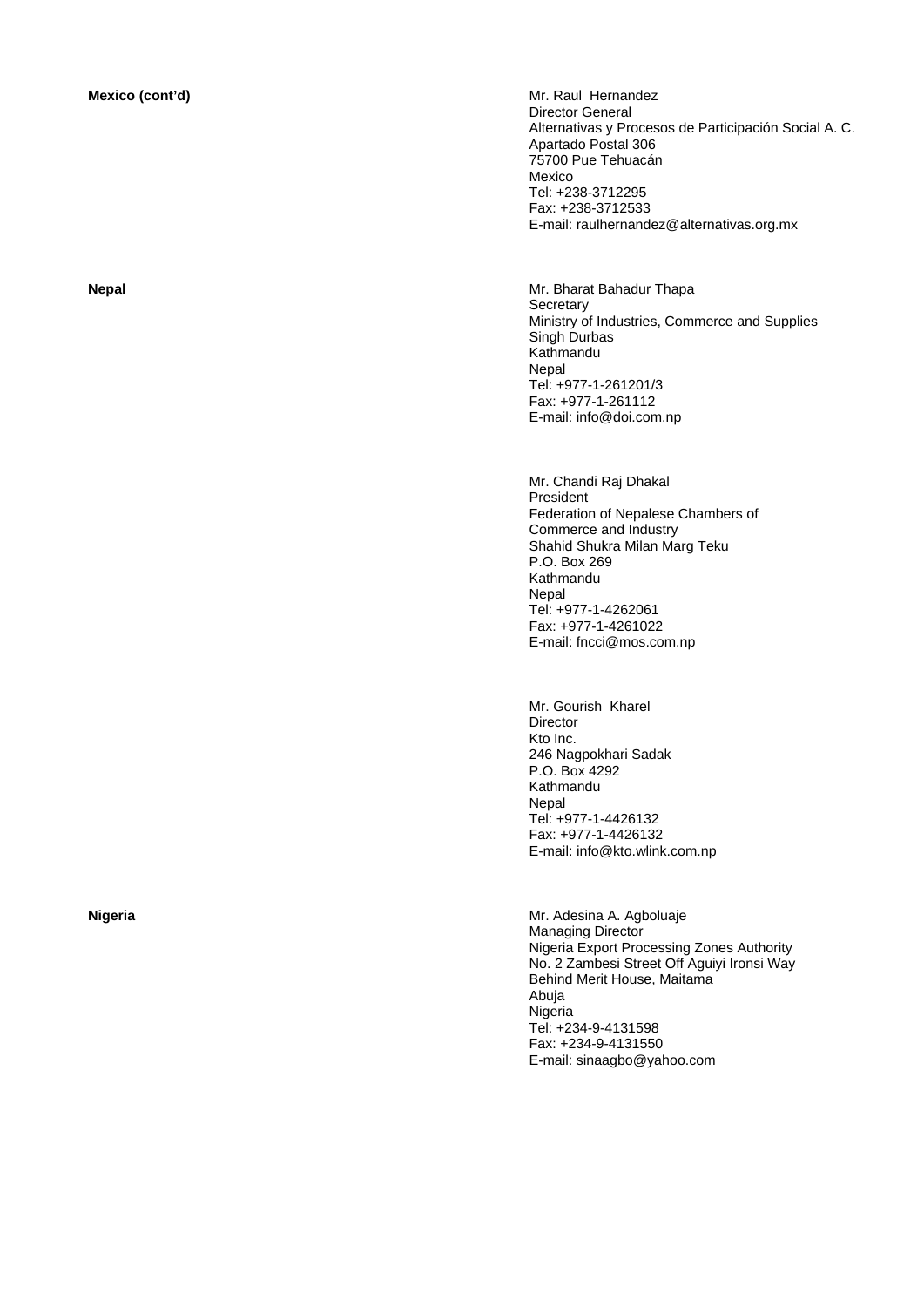**Mexico (cont'd)**

Mr. Raul Hernandez
Director General
Alternativas y Procesos de Participación Social A. C.
Apartado Postal 306
75700 Pue Tehuacán
Mexico
Tel: +238-3712295
Fax: +238-3712533
E-mail: raulhernandez@alternativas.org.mx

**Nepal**

Mr. Bharat Bahadur Thapa
Secretary
Ministry of Industries, Commerce and Supplies
Singh Durbas
Kathmandu
Nepal
Tel: +977-1-261201/3
Fax: +977-1-261112
E-mail: info@doi.com.np

Mr. Chandi Raj Dhakal
President
Federation of Nepalese Chambers of Commerce and Industry
Shahid Shukra Milan Marg Teku
P.O. Box 269
Kathmandu
Nepal
Tel: +977-1-4262061
Fax: +977-1-4261022
E-mail: fncci@mos.com.np

Mr. Gourish Kharel
Director
Kto Inc.
246 Nagpokhari Sadak
P.O. Box 4292
Kathmandu
Nepal
Tel: +977-1-4426132
Fax: +977-1-4426132
E-mail: info@kto.wlink.com.np

**Nigeria**

Mr. Adesina A. Agboluaje
Managing Director
Nigeria Export Processing Zones Authority
No. 2 Zambesi Street Off Aguiyi Ironsi Way
Behind Merit House, Maitama
Abuja
Nigeria
Tel: +234-9-4131598
Fax: +234-9-4131550
E-mail: sinaagbo@yahoo.com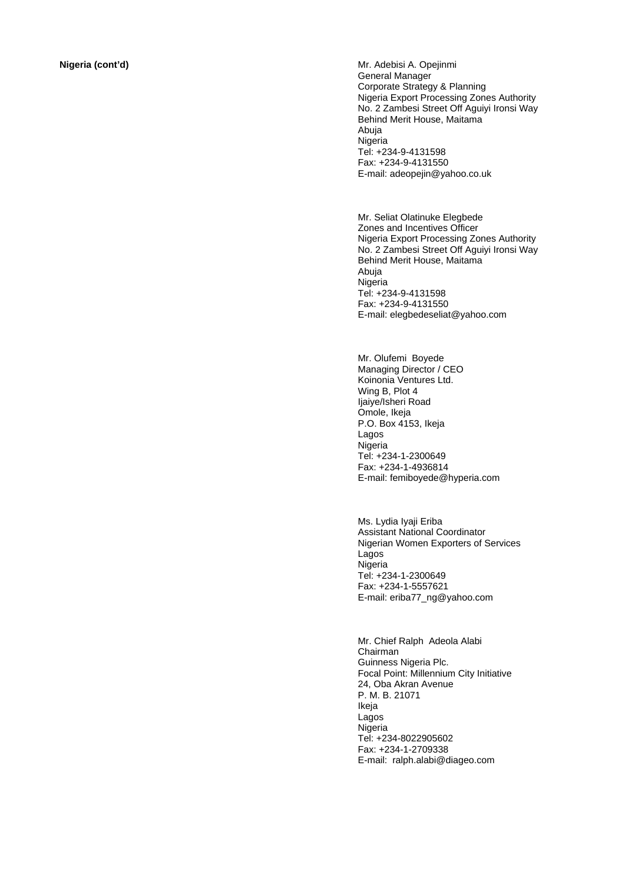**Nigeria (cont'd)**

Mr. Adebisi A. Opejinmi
General Manager
Corporate Strategy & Planning
Nigeria Export Processing Zones Authority
No. 2 Zambesi Street Off Aguiyi Ironsi Way
Behind Merit House, Maitama
Abuja
Nigeria
Tel: +234-9-4131598
Fax: +234-9-4131550
E-mail: adeopejin@yahoo.co.uk

Mr. Seliat Olatinuke Elegbede
Zones and Incentives Officer
Nigeria Export Processing Zones Authority
No. 2 Zambesi Street Off Aguiyi Ironsi Way
Behind Merit House, Maitama
Abuja
Nigeria
Tel: +234-9-4131598
Fax: +234-9-4131550
E-mail: elegbedeseliat@yahoo.com

Mr. Olufemi Boyede
Managing Director / CEO
Koinonia Ventures Ltd.
Wing B, Plot 4
Ijaiye/Isheri Road
Omole, Ikeja
P.O. Box 4153, Ikeja
Lagos
Nigeria
Tel: +234-1-2300649
Fax: +234-1-4936814
E-mail: femiboyede@hyperia.com

Ms. Lydia Iyaji Eriba
Assistant National Coordinator
Nigerian Women Exporters of Services
Lagos
Nigeria
Tel: +234-1-2300649
Fax: +234-1-5557621
E-mail: eriba77_ng@yahoo.com

Mr. Chief Ralph Adeola Alabi
Chairman
Guinness Nigeria Plc.
Focal Point: Millennium City Initiative
24, Oba Akran Avenue
P. M. B. 21071
Ikeja
Lagos
Nigeria
Tel: +234-8022905602
Fax: +234-1-2709338
E-mail: ralph.alabi@diageo.com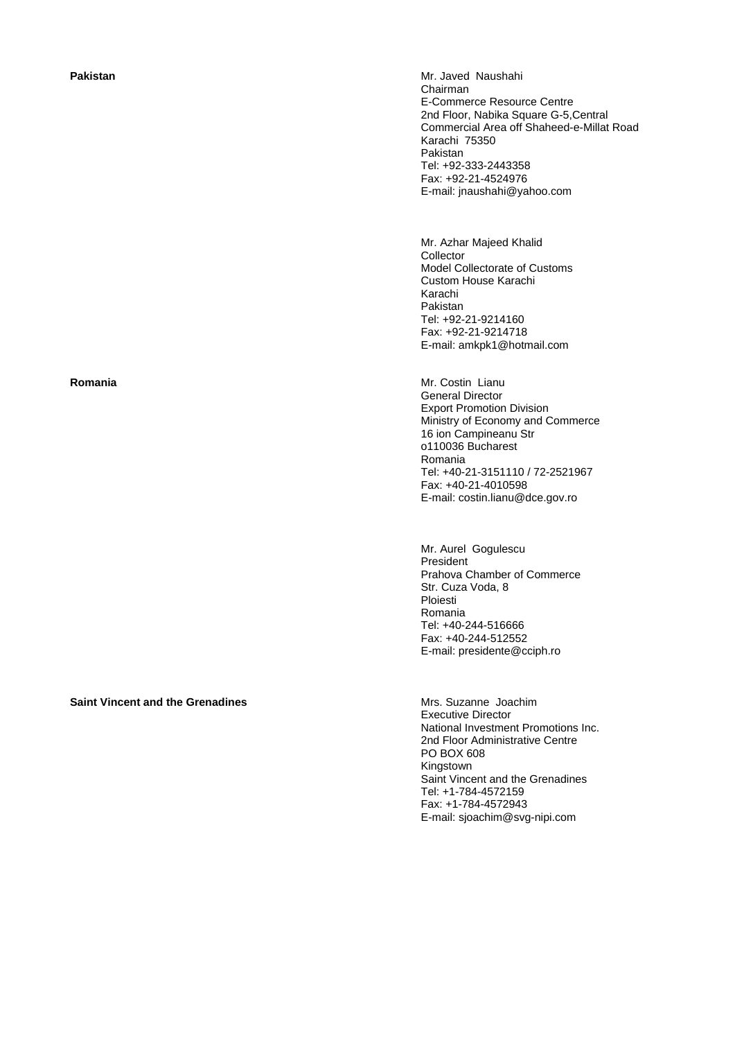**Pakistan**

Mr. Javed Naushahi
Chairman
E-Commerce Resource Centre
2nd Floor, Nabika Square G-5,Central
Commercial Area off Shaheed-e-Millat Road
Karachi 75350
Pakistan
Tel: +92-333-2443358
Fax: +92-21-4524976
E-mail: jnaushahi@yahoo.com

Mr. Azhar Majeed Khalid
Collector
Model Collectorate of Customs
Custom House Karachi
Karachi
Pakistan
Tel: +92-21-9214160
Fax: +92-21-9214718
E-mail: amkpk1@hotmail.com

**Romania**

Mr. Costin Lianu
General Director
Export Promotion Division
Ministry of Economy and Commerce
16 ion Campineanu Str
o110036 Bucharest
Romania
Tel: +40-21-3151110 / 72-2521967
Fax: +40-21-4010598
E-mail: costin.lianu@dce.gov.ro

Mr. Aurel Gogulescu
President
Prahova Chamber of Commerce
Str. Cuza Voda, 8
Ploiesti
Romania
Tel: +40-244-516666
Fax: +40-244-512552
E-mail: presidente@cciph.ro

**Saint Vincent and the Grenadines**

Mrs. Suzanne Joachim
Executive Director
National Investment Promotions Inc.
2nd Floor Administrative Centre
PO BOX 608
Kingstown
Saint Vincent and the Grenadines
Tel: +1-784-4572159
Fax: +1-784-4572943
E-mail: sjoachim@svg-nipi.com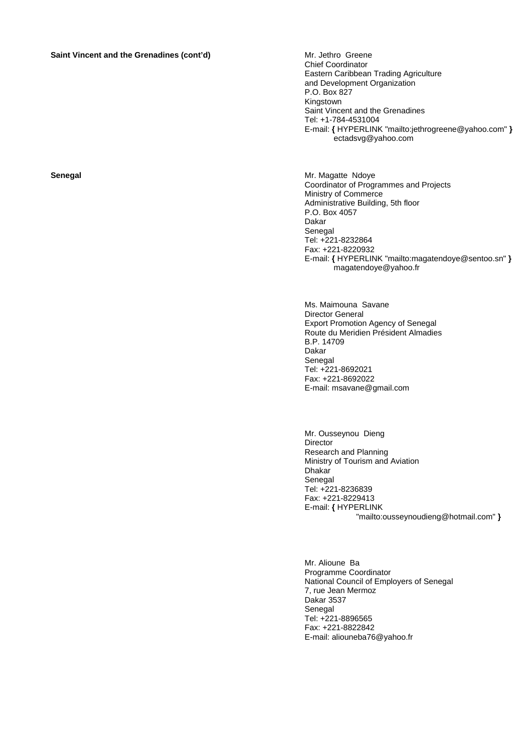**Saint Vincent and the Grenadines (cont'd)**

Mr. Jethro Greene
Chief Coordinator
Eastern Caribbean Trading Agriculture
and Development Organization
P.O. Box 827
Kingstown
Saint Vincent and the Grenadines
Tel: +1-784-4531004
E-mail: **{** HYPERLINK "mailto:jethrogreene@yahoo.com" **}**
ectadsvg@yahoo.com

**Senegal**

Mr. Magatte Ndoye
Coordinator of Programmes and Projects
Ministry of Commerce
Administrative Building, 5th floor
P.O. Box 4057
Dakar
Senegal
Tel: +221-8232864
Fax: +221-8220932
E-mail: **{** HYPERLINK "mailto:magatendoye@sentoo.sn" **}**
magatendoye@yahoo.fr

Ms. Maimouna Savane
Director General
Export Promotion Agency of Senegal
Route du Meridien Président Almadies
B.P. 14709
Dakar
Senegal
Tel: +221-8692021
Fax: +221-8692022
E-mail: msavane@gmail.com

Mr. Ousseynou Dieng
Director
Research and Planning
Ministry of Tourism and Aviation
Dhakar
Senegal
Tel: +221-8236839
Fax: +221-8229413
E-mail: **{** HYPERLINK
"mailto:ousseynoudieng@hotmail.com" **}**

Mr. Alioune Ba
Programme Coordinator
National Council of Employers of Senegal
7, rue Jean Mermoz
Dakar 3537
Senegal
Tel: +221-8896565
Fax: +221-8822842
E-mail: aliouneba76@yahoo.fr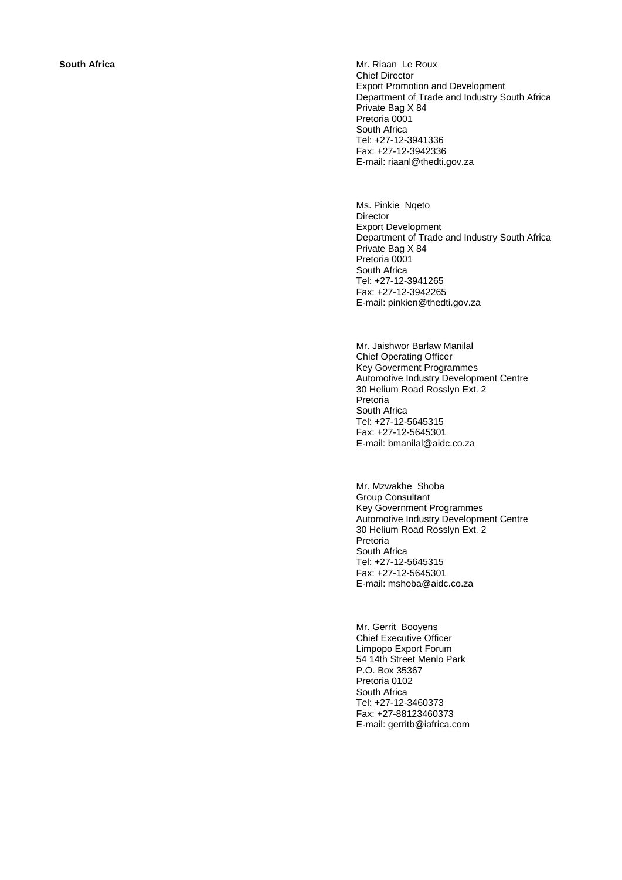**South Africa**

Mr. Riaan Le Roux
Chief Director
Export Promotion and Development
Department of Trade and Industry South Africa
Private Bag X 84
Pretoria 0001
South Africa
Tel: +27-12-3941336
Fax: +27-12-3942336
E-mail: riaanl@thedti.gov.za

Ms. Pinkie Nqeto
Director
Export Development
Department of Trade and Industry South Africa
Private Bag X 84
Pretoria 0001
South Africa
Tel: +27-12-3941265
Fax: +27-12-3942265
E-mail: pinkien@thedti.gov.za

Mr. Jaishwor Barlaw Manilal
Chief Operating Officer
Key Goverment Programmes
Automotive Industry Development Centre
30 Helium Road Rosslyn Ext. 2
Pretoria
South Africa
Tel: +27-12-5645315
Fax: +27-12-5645301
E-mail: bmanilal@aidc.co.za

Mr. Mzwakhe Shoba
Group Consultant
Key Government Programmes
Automotive Industry Development Centre
30 Helium Road Rosslyn Ext. 2
Pretoria
South Africa
Tel: +27-12-5645315
Fax: +27-12-5645301
E-mail: mshoba@aidc.co.za

Mr. Gerrit Booyens
Chief Executive Officer
Limpopo Export Forum
54 14th Street Menlo Park
P.O. Box 35367
Pretoria 0102
South Africa
Tel: +27-12-3460373
Fax: +27-88123460373
E-mail: gerritb@iafrica.com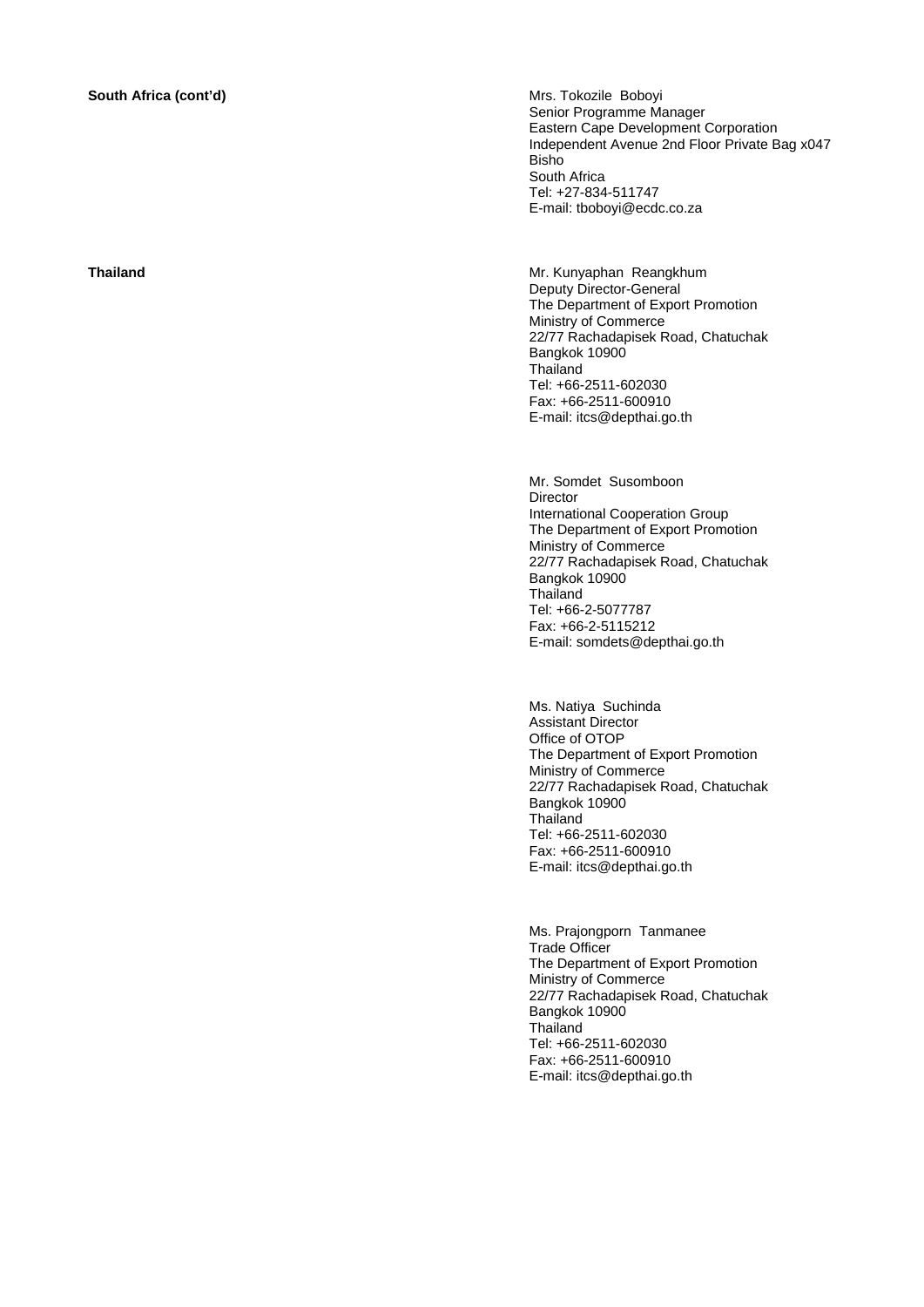**South Africa (cont'd)**

Mrs. Tokozile Boboyi
Senior Programme Manager
Eastern Cape Development Corporation
Independent Avenue 2nd Floor Private Bag x047
Bisho
South Africa
Tel: +27-834-511747
E-mail: tboboyi@ecdc.co.za

**Thailand**

Mr. Kunyaphan Reangkhum
Deputy Director-General
The Department of Export Promotion
Ministry of Commerce
22/77 Rachadapisek Road, Chatuchak
Bangkok 10900
Thailand
Tel: +66-2511-602030
Fax: +66-2511-600910
E-mail: itcs@depthai.go.th

Mr. Somdet Susomboon
Director
International Cooperation Group
The Department of Export Promotion
Ministry of Commerce
22/77 Rachadapisek Road, Chatuchak
Bangkok 10900
Thailand
Tel: +66-2-5077787
Fax: +66-2-5115212
E-mail: somdets@depthai.go.th

Ms. Natiya Suchinda
Assistant Director
Office of OTOP
The Department of Export Promotion
Ministry of Commerce
22/77 Rachadapisek Road, Chatuchak
Bangkok 10900
Thailand
Tel: +66-2511-602030
Fax: +66-2511-600910
E-mail: itcs@depthai.go.th

Ms. Prajongporn Tanmanee
Trade Officer
The Department of Export Promotion
Ministry of Commerce
22/77 Rachadapisek Road, Chatuchak
Bangkok 10900
Thailand
Tel: +66-2511-602030
Fax: +66-2511-600910
E-mail: itcs@depthai.go.th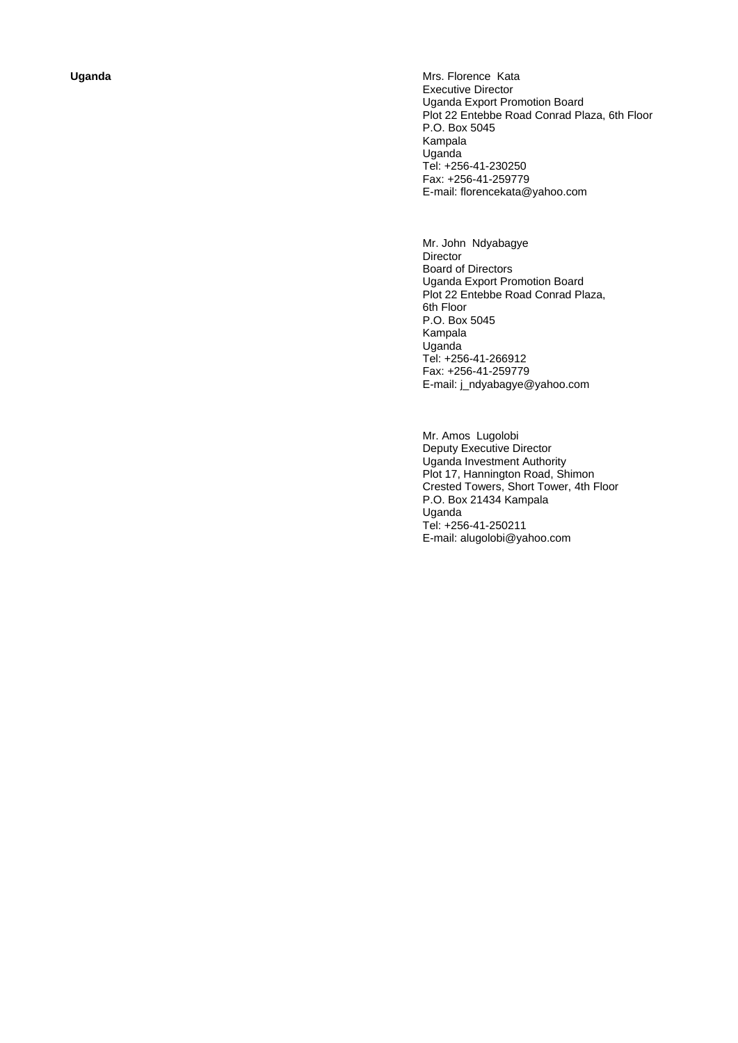**Uganda**

Mrs. Florence Kata
Executive Director
Uganda Export Promotion Board
Plot 22 Entebbe Road Conrad Plaza, 6th Floor
P.O. Box 5045
Kampala
Uganda
Tel: +256-41-230250
Fax: +256-41-259779
E-mail: florencekata@yahoo.com

Mr. John Ndyabagye
Director
Board of Directors
Uganda Export Promotion Board
Plot 22 Entebbe Road Conrad Plaza,
6th Floor
P.O. Box 5045
Kampala
Uganda
Tel: +256-41-266912
Fax: +256-41-259779
E-mail: j_ndyabagye@yahoo.com

Mr. Amos Lugolobi
Deputy Executive Director
Uganda Investment Authority
Plot 17, Hannington Road, Shimon
Crested Towers, Short Tower, 4th Floor
P.O. Box 21434 Kampala
Uganda
Tel: +256-41-250211
E-mail: alugolobi@yahoo.com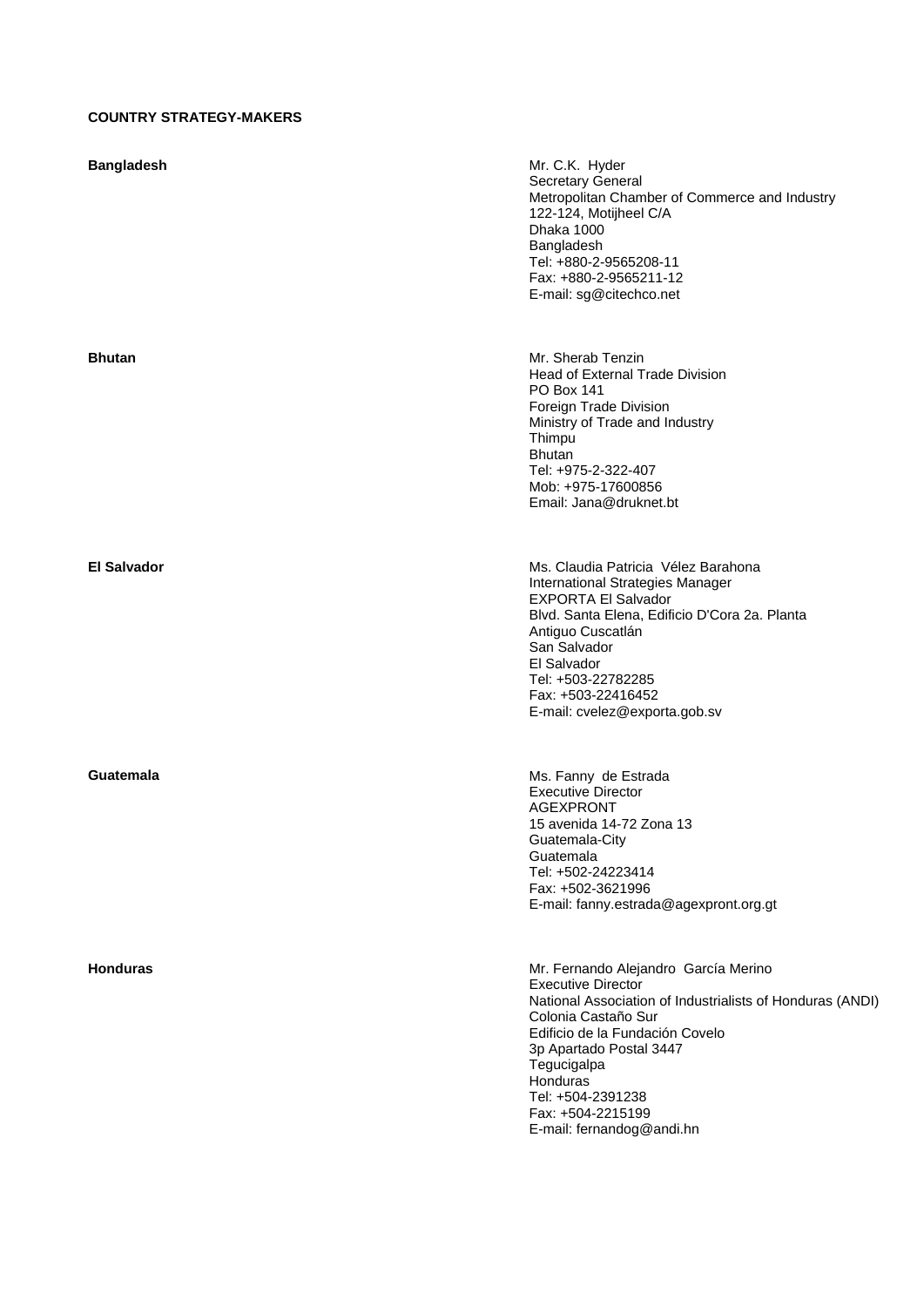**COUNTRY STRATEGY-MAKERS**

**Bangladesh**

Mr. C.K. Hyder
Secretary General
Metropolitan Chamber of Commerce and Industry
122-124, Motijheel C/A
Dhaka 1000
Bangladesh
Tel: +880-2-9565208-11
Fax: +880-2-9565211-12
E-mail: sg@citechco.net

**Bhutan**

Mr. Sherab Tenzin
Head of External Trade Division
PO Box 141
Foreign Trade Division
Ministry of Trade and Industry
Thimpu
Bhutan
Tel: +975-2-322-407
Mob: +975-17600856
Email: Jana@druknet.bt

**El Salvador**

Ms. Claudia Patricia Vélez Barahona
International Strategies Manager
EXPORTA El Salvador
Blvd. Santa Elena, Edificio D'Cora 2a. Planta
Antiguo Cuscatlán
San Salvador
El Salvador
Tel: +503-22782285
Fax: +503-22416452
E-mail: cvelez@exporta.gob.sv

**Guatemala**

Ms. Fanny de Estrada
Executive Director
AGEXPRONT
15 avenida 14-72 Zona 13
Guatemala-City
Guatemala
Tel: +502-24223414
Fax: +502-3621996
E-mail: fanny.estrada@agexpront.org.gt

**Honduras**

Mr. Fernando Alejandro García Merino
Executive Director
National Association of Industrialists of Honduras (ANDI)
Colonia Castaño Sur
Edificio de la Fundación Covelo
3p Apartado Postal 3447
Tegucigalpa
Honduras
Tel: +504-2391238
Fax: +504-2215199
E-mail: fernandog@andi.hn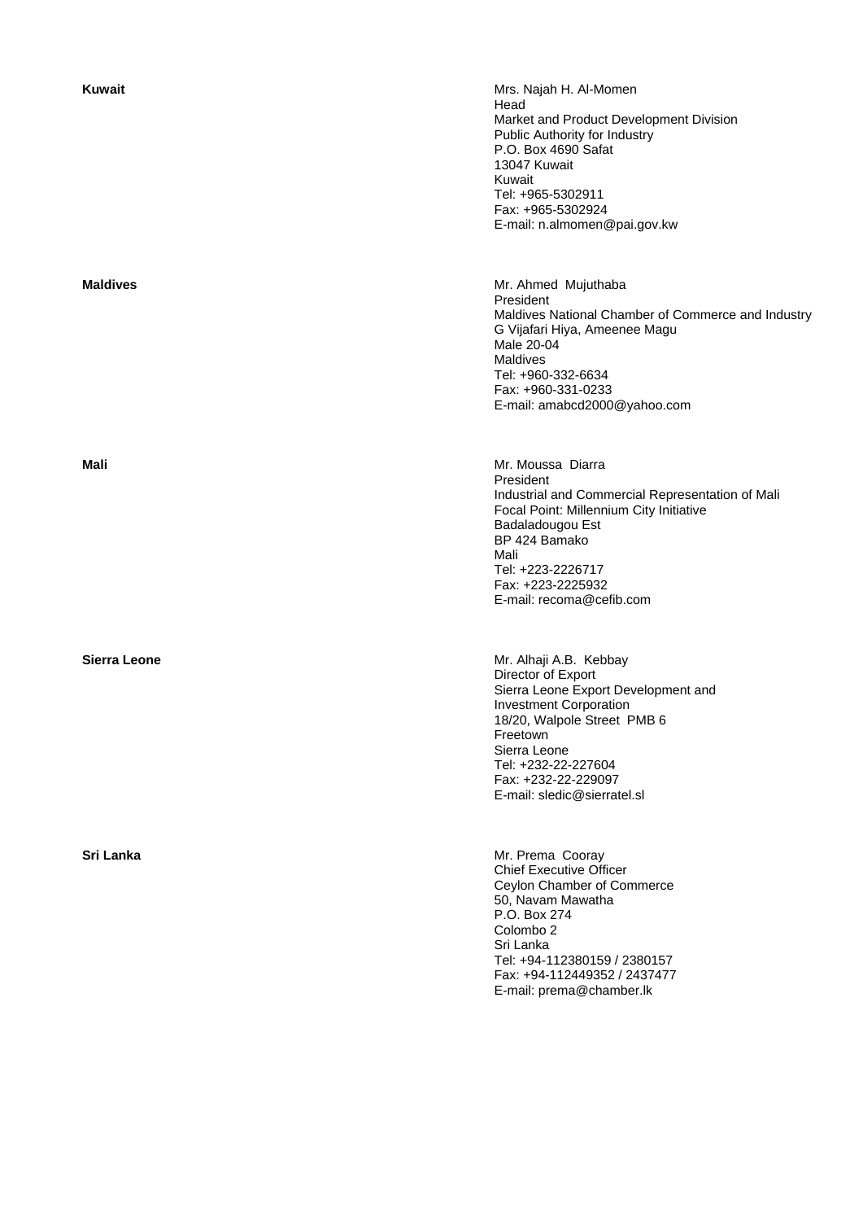**Kuwait**

Mrs. Najah H. Al-Momen
Head
Market and Product Development Division
Public Authority for Industry
P.O. Box 4690 Safat
13047 Kuwait
Kuwait
Tel: +965-5302911
Fax: +965-5302924
E-mail: n.almomen@pai.gov.kw

**Maldives**

Mr. Ahmed Mujuthaba
President
Maldives National Chamber of Commerce and Industry
G Vijafari Hiya, Ameenee Magu
Male 20-04
Maldives
Tel: +960-332-6634
Fax: +960-331-0233
E-mail: amabcd2000@yahoo.com

**Mali**

Mr. Moussa Diarra
President
Industrial and Commercial Representation of Mali
Focal Point: Millennium City Initiative
Badaladougou Est
BP 424 Bamako
Mali
Tel: +223-2226717
Fax: +223-2225932
E-mail: recoma@cefib.com

**Sierra Leone**

Mr. Alhaji A.B. Kebbay
Director of Export
Sierra Leone Export Development and
Investment Corporation
18/20, Walpole Street PMB 6
Freetown
Sierra Leone
Tel: +232-22-227604
Fax: +232-22-229097
E-mail: sledic@sierratel.sl

**Sri Lanka**

Mr. Prema Cooray
Chief Executive Officer
Ceylon Chamber of Commerce
50, Navam Mawatha
P.O. Box 274
Colombo 2
Sri Lanka
Tel: +94-112380159 / 2380157
Fax: +94-112449352 / 2437477
E-mail: prema@chamber.lk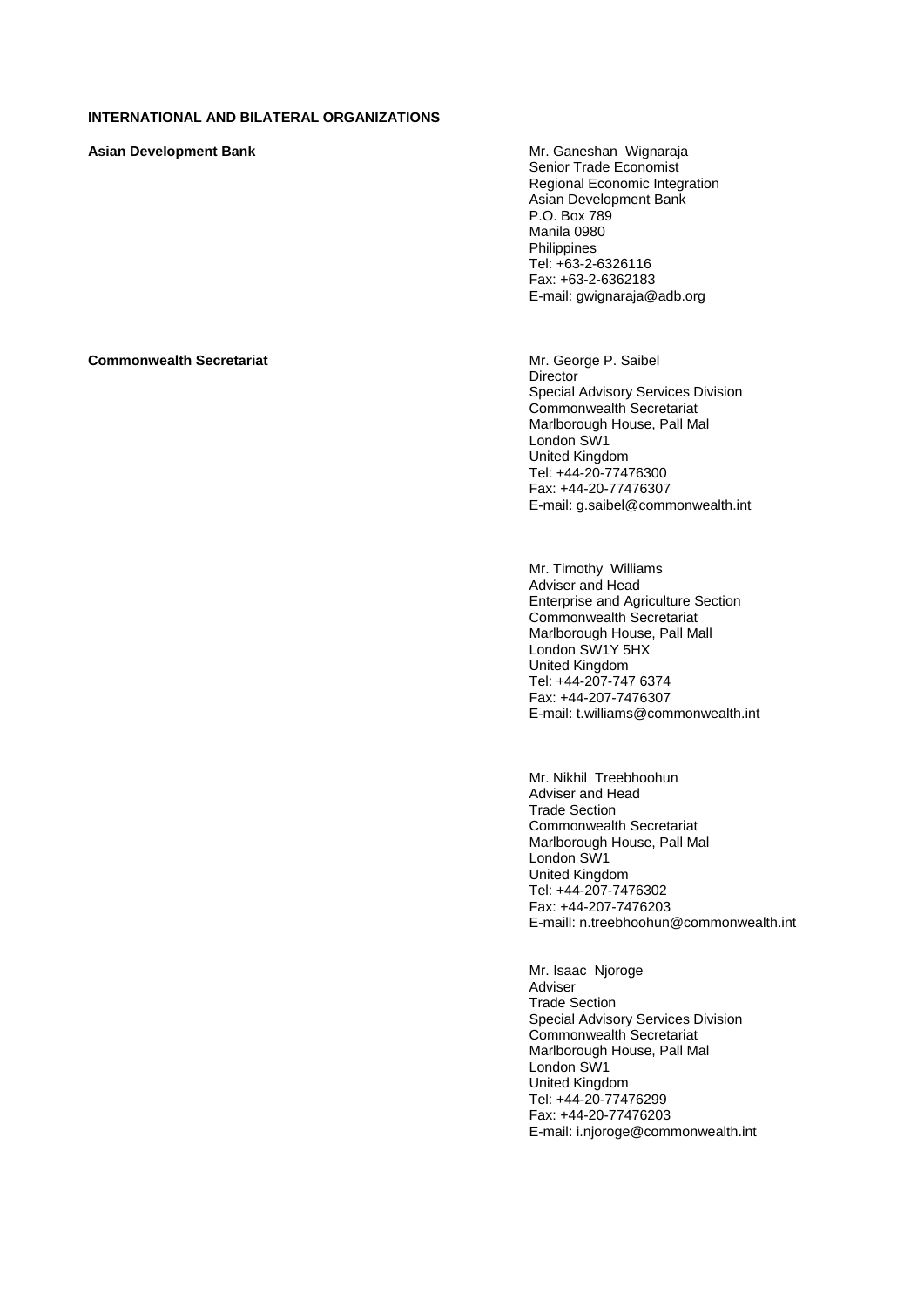**INTERNATIONAL AND BILATERAL ORGANIZATIONS**

**Asian Development Bank**

Mr. Ganeshan Wignaraja
Senior Trade Economist
Regional Economic Integration
Asian Development Bank
P.O. Box 789
Manila 0980
Philippines
Tel: +63-2-6326116
Fax: +63-2-6362183
E-mail: gwignaraja@adb.org

**Commonwealth Secretariat**

Mr. George P. Saibel
Director
Special Advisory Services Division
Commonwealth Secretariat
Marlborough House, Pall Mal
London SW1
United Kingdom
Tel: +44-20-77476300
Fax: +44-20-77476307
E-mail: g.saibel@commonwealth.int

Mr. Timothy Williams
Adviser and Head
Enterprise and Agriculture Section
Commonwealth Secretariat
Marlborough House, Pall Mall
London SW1Y 5HX
United Kingdom
Tel: +44-207-747 6374
Fax: +44-207-7476307
E-mail: t.williams@commonwealth.int

Mr. Nikhil Treebhoohun
Adviser and Head
Trade Section
Commonwealth Secretariat
Marlborough House, Pall Mal
London SW1
United Kingdom
Tel: +44-207-7476302
Fax: +44-207-7476203
E-maill: n.treebhoohun@commonwealth.int

Mr. Isaac Njoroge
Adviser
Trade Section
Special Advisory Services Division
Commonwealth Secretariat
Marlborough House, Pall Mal
London SW1
United Kingdom
Tel: +44-20-77476299
Fax: +44-20-77476203
E-mail: i.njoroge@commonwealth.int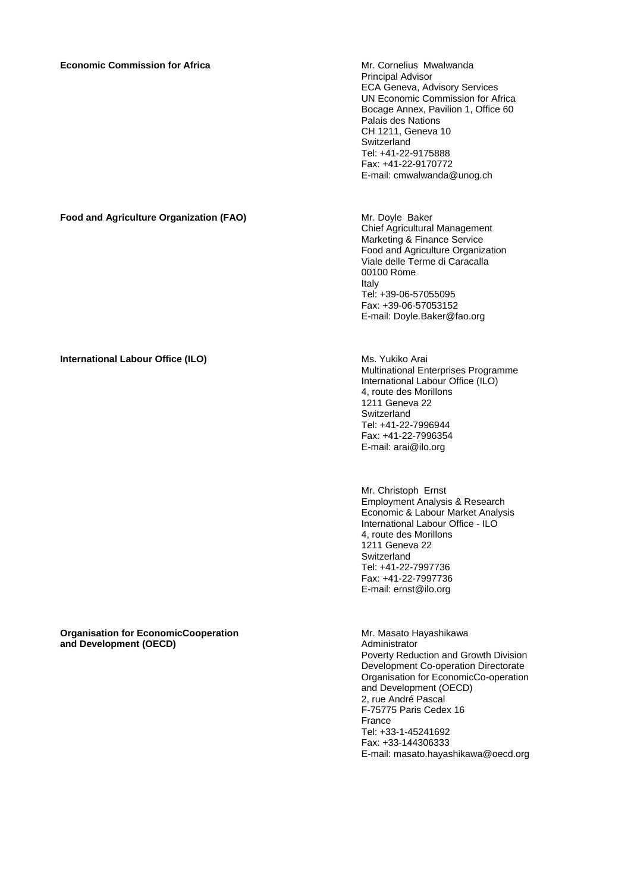**Economic Commission for Africa**

Mr. Cornelius Mwalwanda
Principal Advisor
ECA Geneva, Advisory Services
UN Economic Commission for Africa
Bocage Annex, Pavilion 1, Office 60
Palais des Nations
CH 1211, Geneva 10
Switzerland
Tel: +41-22-9175888
Fax: +41-22-9170772
E-mail: cmwalwanda@unog.ch

**Food and Agriculture Organization (FAO)**

Mr. Doyle Baker
Chief Agricultural Management
Marketing & Finance Service
Food and Agriculture Organization
Viale delle Terme di Caracalla
00100 Rome
Italy
Tel: +39-06-57055095
Fax: +39-06-57053152
E-mail: Doyle.Baker@fao.org

**International Labour Office (ILO)**

Ms. Yukiko Arai
Multinational Enterprises Programme
International Labour Office (ILO)
4, route des Morillons
1211 Geneva 22
Switzerland
Tel: +41-22-7996944
Fax: +41-22-7996354
E-mail: arai@ilo.org

Mr. Christoph Ernst
Employment Analysis & Research
Economic & Labour Market Analysis
International Labour Office - ILO
4, route des Morillons
1211 Geneva 22
Switzerland
Tel: +41-22-7997736
Fax: +41-22-7997736
E-mail: ernst@ilo.org

**Organisation for EconomicCooperation and Development (OECD)**

Mr. Masato Hayashikawa
Administrator
Poverty Reduction and Growth Division
Development Co-operation Directorate
Organisation for EconomicCo-operation and Development (OECD)
2, rue André Pascal
F-75775 Paris Cedex 16
France
Tel: +33-1-45241692
Fax: +33-144306333
E-mail: masato.hayashikawa@oecd.org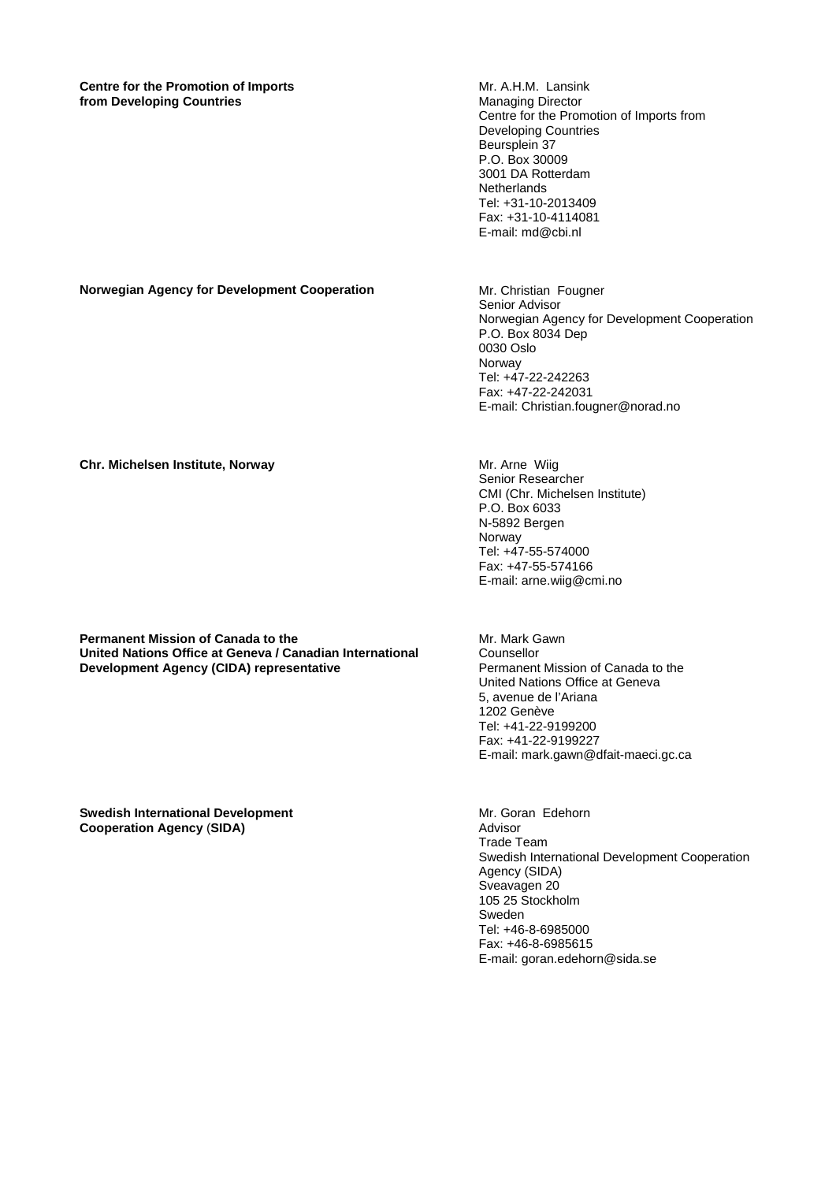**Centre for the Promotion of Imports from Developing Countries**

Mr. A.H.M. Lansink
Managing Director
Centre for the Promotion of Imports from Developing Countries
Beursplein 37
P.O. Box 30009
3001 DA Rotterdam
Netherlands
Tel: +31-10-2013409
Fax: +31-10-4114081
E-mail: md@cbi.nl

**Norwegian Agency for Development Cooperation**

Mr. Christian Fougner
Senior Advisor
Norwegian Agency for Development Cooperation
P.O. Box 8034 Dep
0030 Oslo
Norway
Tel: +47-22-242263
Fax: +47-22-242031
E-mail: Christian.fougner@norad.no

**Chr. Michelsen Institute, Norway**

Mr. Arne Wiig
Senior Researcher
CMI (Chr. Michelsen Institute)
P.O. Box 6033
N-5892 Bergen
Norway
Tel: +47-55-574000
Fax: +47-55-574166
E-mail: arne.wiig@cmi.no

**Permanent Mission of Canada to the United Nations Office at Geneva / Canadian International Development Agency (CIDA) representative**

Mr. Mark Gawn
Counsellor
Permanent Mission of Canada to the United Nations Office at Geneva
5, avenue de l'Ariana
1202 Genève
Tel: +41-22-9199200
Fax: +41-22-9199227
E-mail: mark.gawn@dfait-maeci.gc.ca

**Swedish International Development Cooperation Agency (SIDA)**

Mr. Goran Edehorn
Advisor
Trade Team
Swedish International Development Cooperation Agency (SIDA)
Sveavagen 20
105 25 Stockholm
Sweden
Tel: +46-8-6985000
Fax: +46-8-6985615
E-mail: goran.edehorn@sida.se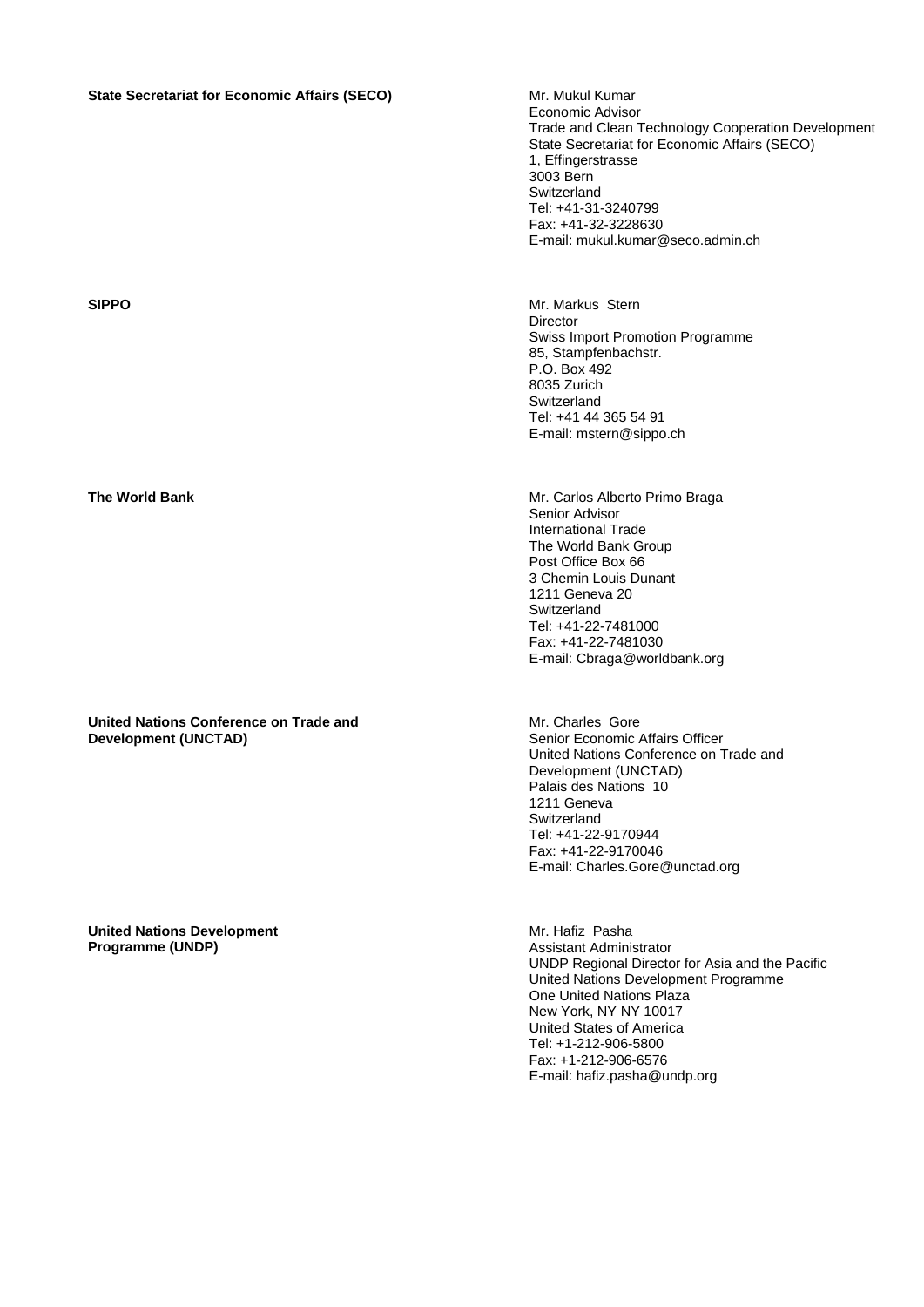**State Secretariat for Economic Affairs (SECO)**

Mr. Mukul Kumar
Economic Advisor
Trade and Clean Technology Cooperation Development
State Secretariat for Economic Affairs (SECO)
1, Effingerstrasse
3003 Bern
Switzerland
Tel: +41-31-3240799
Fax: +41-32-3228630
E-mail: mukul.kumar@seco.admin.ch

**SIPPO**

Mr. Markus Stern
Director
Swiss Import Promotion Programme
85, Stampfenbachstr.
P.O. Box 492
8035 Zurich
Switzerland
Tel: +41 44 365 54 91
E-mail: mstern@sippo.ch

**The World Bank**

Mr. Carlos Alberto Primo Braga
Senior Advisor
International Trade
The World Bank Group
Post Office Box 66
3 Chemin Louis Dunant
1211 Geneva 20
Switzerland
Tel: +41-22-7481000
Fax: +41-22-7481030
E-mail: Cbraga@worldbank.org

**United Nations Conference on Trade and Development (UNCTAD)**

Mr. Charles Gore
Senior Economic Affairs Officer
United Nations Conference on Trade and Development (UNCTAD)
Palais des Nations 10
1211 Geneva
Switzerland
Tel: +41-22-9170944
Fax: +41-22-9170046
E-mail: Charles.Gore@unctad.org

**United Nations Development Programme (UNDP)**

Mr. Hafiz Pasha
Assistant Administrator
UNDP Regional Director for Asia and the Pacific
United Nations Development Programme
One United Nations Plaza
New York, NY NY 10017
United States of America
Tel: +1-212-906-5800
Fax: +1-212-906-6576
E-mail: hafiz.pasha@undp.org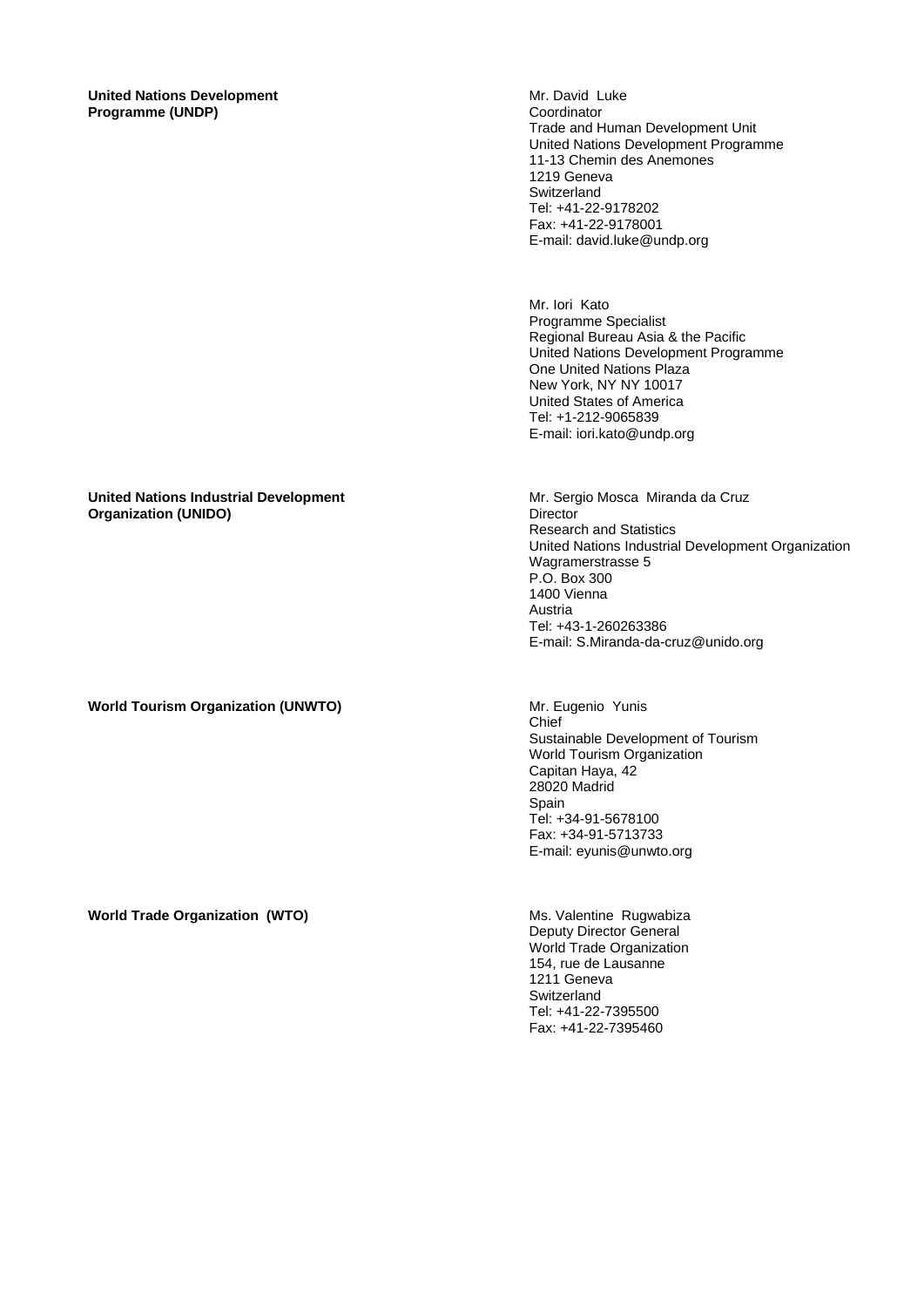| | |
|---|---|
| **United Nations Development Programme (UNDP)** | Mr. David Luke<br>Coordinator<br>Trade and Human Development Unit<br>United Nations Development Programme<br>11-13 Chemin des Anemones<br>1219 Geneva<br>Switzerland<br>Tel: +41-22-9178202<br>Fax: +41-22-9178001<br>E-mail: david.luke@undp.org |
| | Mr. Iori Kato<br>Programme Specialist<br>Regional Bureau Asia & the Pacific<br>United Nations Development Programme<br>One United Nations Plaza<br>New York, NY NY 10017<br>United States of America<br>Tel: +1-212-9065839<br>E-mail: iori.kato@undp.org |
| **United Nations Industrial Development Organization (UNIDO)** | Mr. Sergio Mosca Miranda da Cruz<br>Director<br>Research and Statistics<br>United Nations Industrial Development Organization<br>Wagramerstrasse 5<br>P.O. Box 300<br>1400 Vienna<br>Austria<br>Tel: +43-1-260263386<br>E-mail: S.Miranda-da-cruz@unido.org |
| **World Tourism Organization (UNWTO)** | Mr. Eugenio Yunis<br>Chief<br>Sustainable Development of Tourism<br>World Tourism Organization<br>Capitan Haya, 42<br>28020 Madrid<br>Spain<br>Tel: +34-91-5678100<br>Fax: +34-91-5713733<br>E-mail: eyunis@unwto.org |
| **World Trade Organization (WTO)** | Ms. Valentine Rugwabiza<br>Deputy Director General<br>World Trade Organization<br>154, rue de Lausanne<br>1211 Geneva<br>Switzerland<br>Tel: +41-22-7395500<br>Fax: +41-22-7395460 |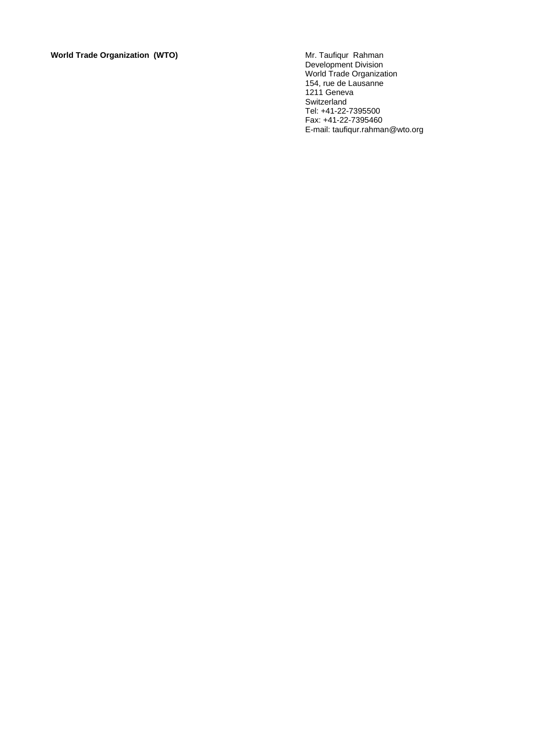**World Trade Organization (WTO)**

Mr. Taufiqur Rahman
Development Division
World Trade Organization
154, rue de Lausanne
1211 Geneva
Switzerland
Tel: +41-22-7395500
Fax: +41-22-7395460
E-mail: taufiqur.rahman@wto.org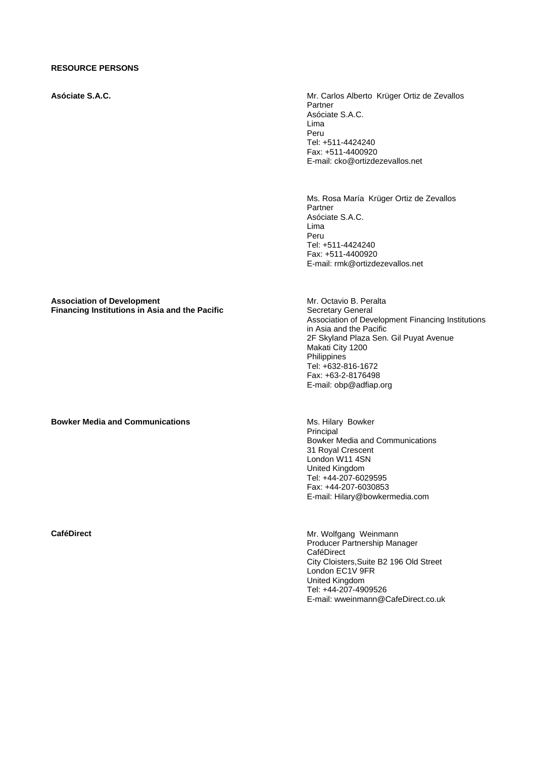**RESOURCE PERSONS**

**Asóciate S.A.C.**

Mr. Carlos Alberto Krüger Ortiz de Zevallos
Partner
Asóciate S.A.C.
Lima
Peru
Tel: +511-4424240
Fax: +511-4400920
E-mail: cko@ortizdezevallos.net

Ms. Rosa María Krüger Ortiz de Zevallos
Partner
Asóciate S.A.C.
Lima
Peru
Tel: +511-4424240
Fax: +511-4400920
E-mail: rmk@ortizdezevallos.net

**Association of Development Financing Institutions in Asia and the Pacific**

Mr. Octavio B. Peralta
Secretary General
Association of Development Financing Institutions in Asia and the Pacific
2F Skyland Plaza Sen. Gil Puyat Avenue
Makati City 1200
Philippines
Tel: +632-816-1672
Fax: +63-2-8176498
E-mail: obp@adfiap.org

**Bowker Media and Communications**

Ms. Hilary Bowker
Principal
Bowker Media and Communications
31 Royal Crescent
London W11 4SN
United Kingdom
Tel: +44-207-6029595
Fax: +44-207-6030853
E-mail: Hilary@bowkermedia.com

**CaféDirect**

Mr. Wolfgang Weinmann
Producer Partnership Manager
CaféDirect
City Cloisters,Suite B2 196 Old Street
London EC1V 9FR
United Kingdom
Tel: +44-207-4909526
E-mail: wweinmann@CafeDirect.co.uk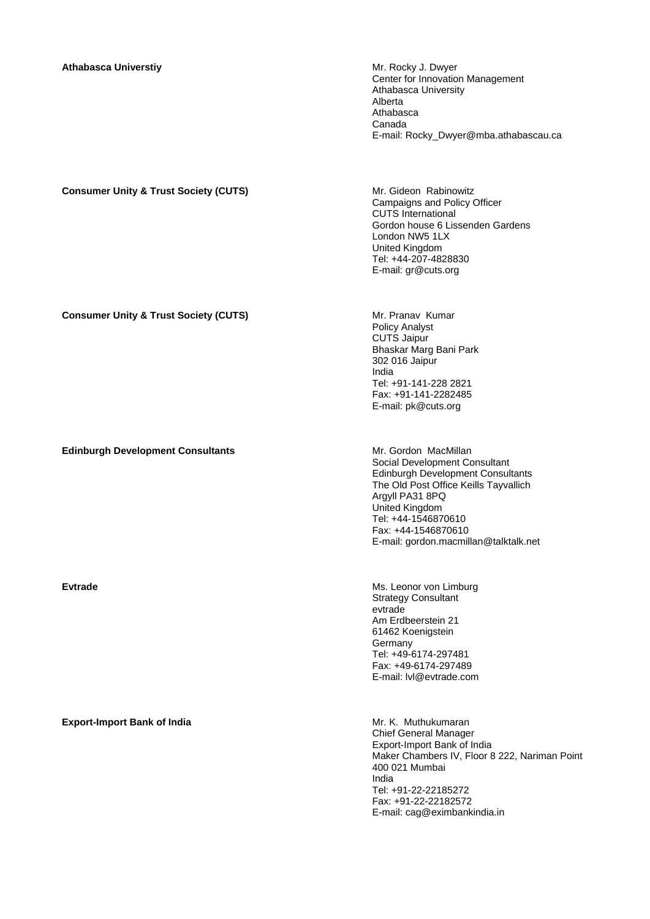**Athabasca Universtiy**

Mr. Rocky J. Dwyer
Center for Innovation Management
Athabasca University
Alberta
Athabasca
Canada
E-mail: Rocky_Dwyer@mba.athabascau.ca

**Consumer Unity & Trust Society (CUTS)**

Mr. Gideon Rabinowitz
Campaigns and Policy Officer
CUTS International
Gordon house 6 Lissenden Gardens
London NW5 1LX
United Kingdom
Tel: +44-207-4828830
E-mail: gr@cuts.org

**Consumer Unity & Trust Society (CUTS)**

Mr. Pranav Kumar
Policy Analyst
CUTS Jaipur
Bhaskar Marg Bani Park
302 016 Jaipur
India
Tel: +91-141-228 2821
Fax: +91-141-2282485
E-mail: pk@cuts.org

**Edinburgh Development Consultants**

Mr. Gordon MacMillan
Social Development Consultant
Edinburgh Development Consultants
The Old Post Office Keills Tayvallich
Argyll PA31 8PQ
United Kingdom
Tel: +44-1546870610
Fax: +44-1546870610
E-mail: gordon.macmillan@talktalk.net

**Evtrade**

Ms. Leonor von Limburg
Strategy Consultant
evtrade
Am Erdbeerstein 21
61462 Koenigstein
Germany
Tel: +49-6174-297481
Fax: +49-6174-297489
E-mail: lvl@evtrade.com

**Export-Import Bank of India**

Mr. K. Muthukumaran
Chief General Manager
Export-Import Bank of India
Maker Chambers IV, Floor 8 222, Nariman Point
400 021 Mumbai
India
Tel: +91-22-22185272
Fax: +91-22-22182572
E-mail: cag@eximbankindia.in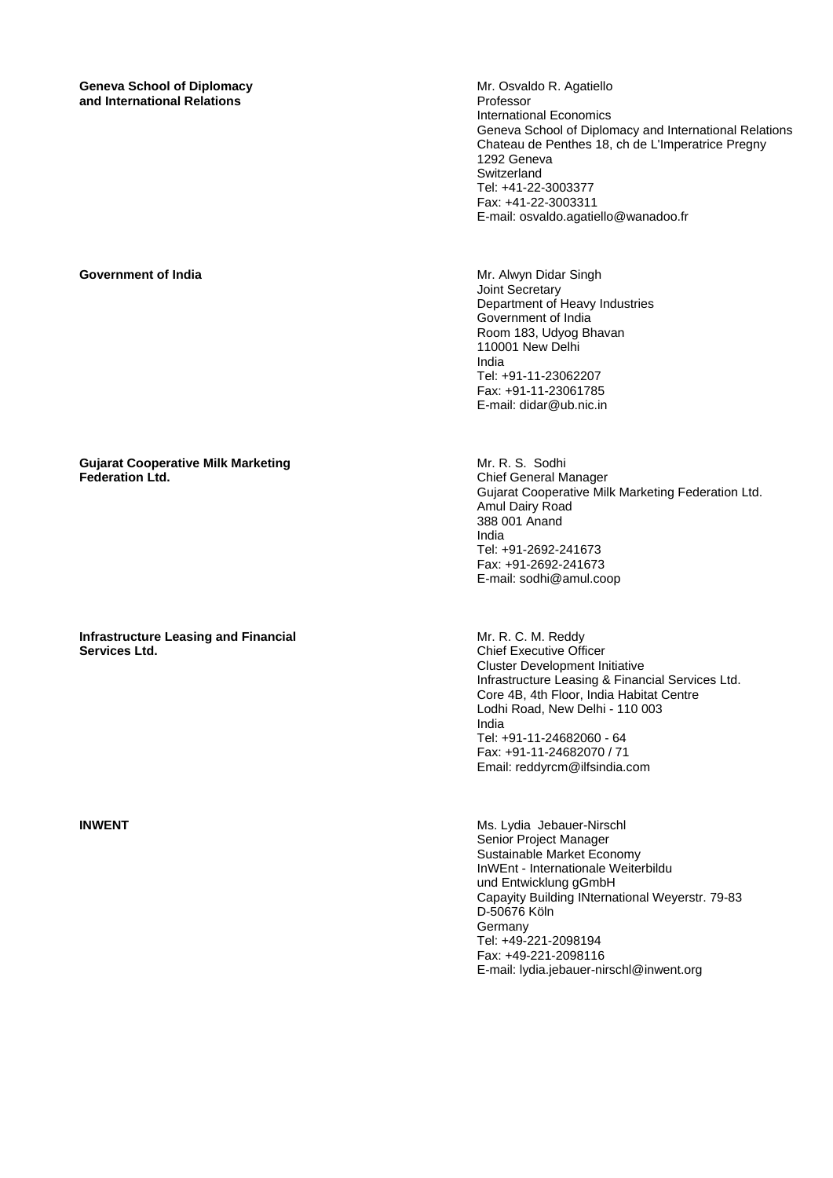| | |
|---|---|
| **Geneva School of Diplomacy and International Relations** | Mr. Osvaldo R. Agatiello<br>Professor<br>International Economics<br>Geneva School of Diplomacy and International Relations<br>Chateau de Penthes 18, ch de L'Imperatrice Pregny<br>1292 Geneva<br>Switzerland<br>Tel: +41-22-3003377<br>Fax: +41-22-3003311<br>E-mail: osvaldo.agatiello@wanadoo.fr |
| **Government of India** | Mr. Alwyn Didar Singh<br>Joint Secretary<br>Department of Heavy Industries<br>Government of India<br>Room 183, Udyog Bhavan<br>110001 New Delhi<br>India<br>Tel: +91-11-23062207<br>Fax: +91-11-23061785<br>E-mail: didar@ub.nic.in |
| **Gujarat Cooperative Milk Marketing Federation Ltd.** | Mr. R. S. Sodhi<br>Chief General Manager<br>Gujarat Cooperative Milk Marketing Federation Ltd.<br>Amul Dairy Road<br>388 001 Anand<br>India<br>Tel: +91-2692-241673<br>Fax: +91-2692-241673<br>E-mail: sodhi@amul.coop |
| **Infrastructure Leasing and Financial Services Ltd.** | Mr. R. C. M. Reddy<br>Chief Executive Officer<br>Cluster Development Initiative<br>Infrastructure Leasing & Financial Services Ltd.<br>Core 4B, 4th Floor, India Habitat Centre<br>Lodhi Road, New Delhi - 110 003<br>India<br>Tel: +91-11-24682060 - 64<br>Fax: +91-11-24682070 / 71<br>Email: reddyrcm@ilfsindia.com |
| **INWENT** | Ms. Lydia Jebauer-Nirschl<br>Senior Project Manager<br>Sustainable Market Economy<br>InWEnt - Internationale Weiterbildu<br>und Entwicklung gGmbH<br>Capayity Building INternational Weyerstr. 79-83<br>D-50676 Köln<br>Germany<br>Tel: +49-221-2098194<br>Fax: +49-221-2098116<br>E-mail: lydia.jebauer-nirschl@inwent.org |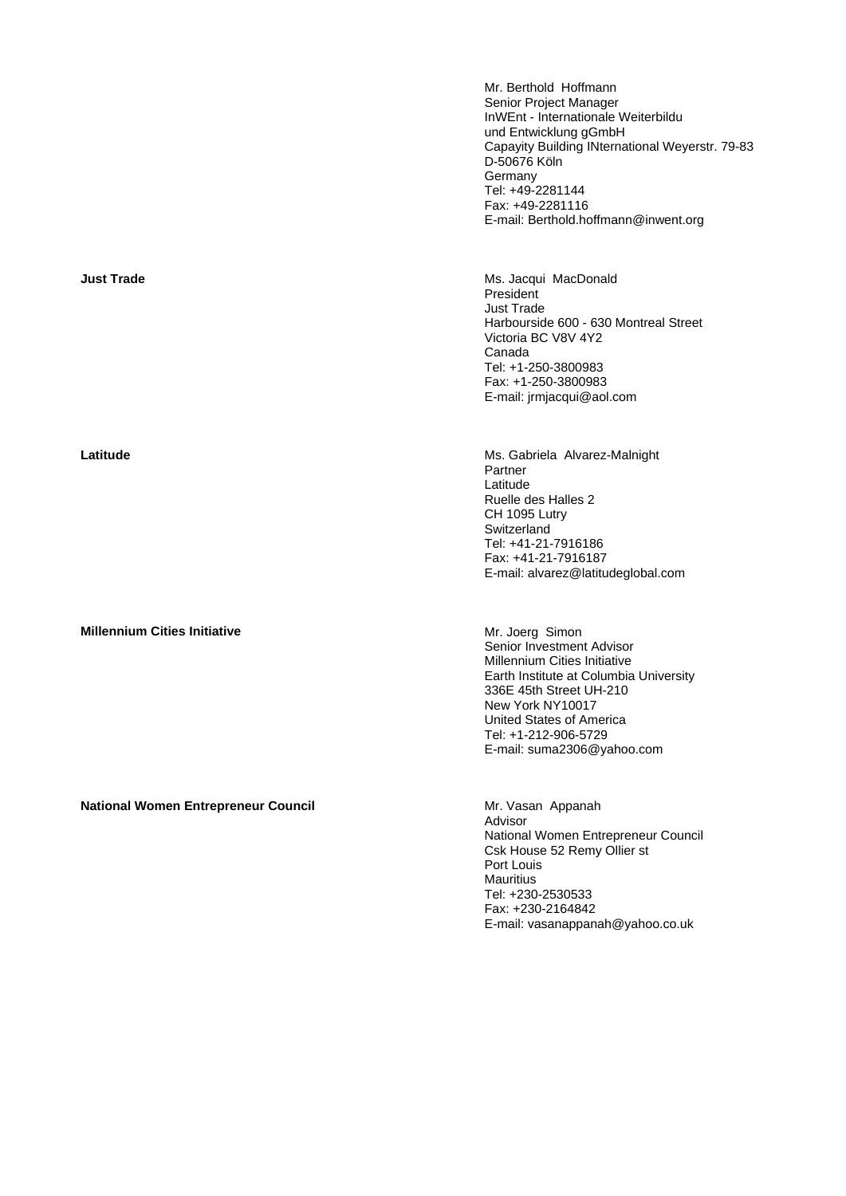Mr. Berthold Hoffmann
Senior Project Manager
InWEnt - Internationale Weiterbildu
und Entwicklung gGmbH
Capayity Building INternational Weyerstr. 79-83
D-50676 Köln
Germany
Tel: +49-2281144
Fax: +49-2281116
E-mail: Berthold.hoffmann@inwent.org

**Just Trade**

Ms. Jacqui MacDonald
President
Just Trade
Harbourside 600 - 630 Montreal Street
Victoria BC V8V 4Y2
Canada
Tel: +1-250-3800983
Fax: +1-250-3800983
E-mail: jrmjacqui@aol.com

**Latitude**

Ms. Gabriela Alvarez-Malnight
Partner
Latitude
Ruelle des Halles 2
CH 1095 Lutry
Switzerland
Tel: +41-21-7916186
Fax: +41-21-7916187
E-mail: alvarez@latitudeglobal.com

**Millennium Cities Initiative**

Mr. Joerg Simon
Senior Investment Advisor
Millennium Cities Initiative
Earth Institute at Columbia University
336E 45th Street UH-210
New York NY10017
United States of America
Tel: +1-212-906-5729
E-mail: suma2306@yahoo.com

**National Women Entrepreneur Council**

Mr. Vasan Appanah
Advisor
National Women Entrepreneur Council
Csk House 52 Remy Ollier st
Port Louis
Mauritius
Tel: +230-2530533
Fax: +230-2164842
E-mail: vasanappanah@yahoo.co.uk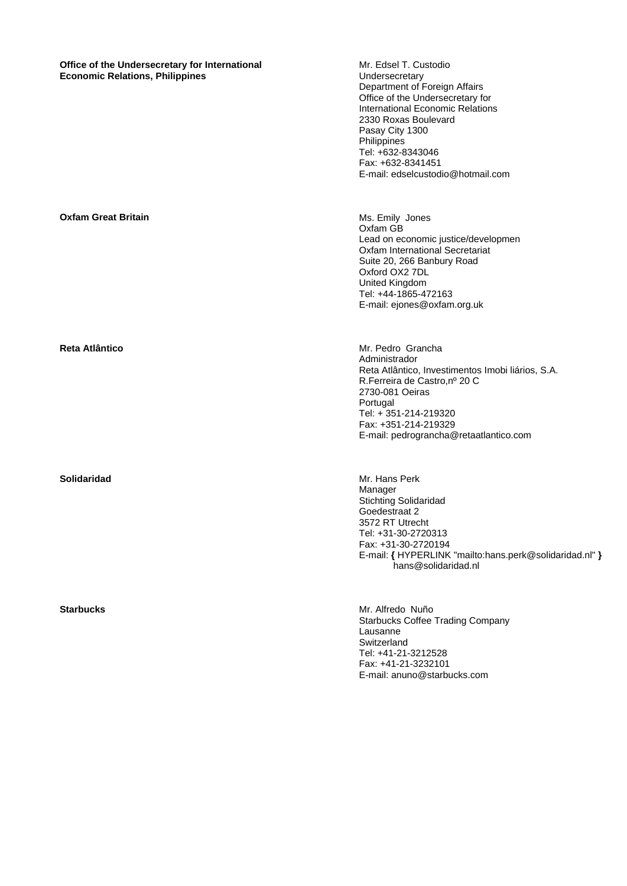**Office of the Undersecretary for International Economic Relations, Philippines**

Mr. Edsel T. Custodio
Undersecretary
Department of Foreign Affairs
Office of the Undersecretary for
International Economic Relations
2330 Roxas Boulevard
Pasay City 1300
Philippines
Tel: +632-8343046
Fax: +632-8341451
E-mail: edselcustodio@hotmail.com

**Oxfam Great Britain**

Ms. Emily Jones
Oxfam GB
Lead on economic justice/developmen
Oxfam International Secretariat
Suite 20, 266 Banbury Road
Oxford OX2 7DL
United Kingdom
Tel: +44-1865-472163
E-mail: ejones@oxfam.org.uk

**Reta Atlântico**

Mr. Pedro Grancha
Administrador
Reta Atlântico, Investimentos Imobi liários, S.A.
R.Ferreira de Castro,nº 20 C
2730-081 Oeiras
Portugal
Tel: + 351-214-219320
Fax: +351-214-219329
E-mail: pedrograncha@retaatlantico.com

**Solidaridad**

Mr. Hans Perk
Manager
Stichting Solidaridad
Goedestraat 2
3572 RT Utrecht
Tel: +31-30-2720313
Fax: +31-30-2720194
E-mail: **{** HYPERLINK "mailto:hans.perk@solidaridad.nl" **}** hans@solidaridad.nl

**Starbucks**

Mr. Alfredo Nuño
Starbucks Coffee Trading Company
Lausanne
Switzerland
Tel: +41-21-3212528
Fax: +41-21-3232101
E-mail: anuno@starbucks.com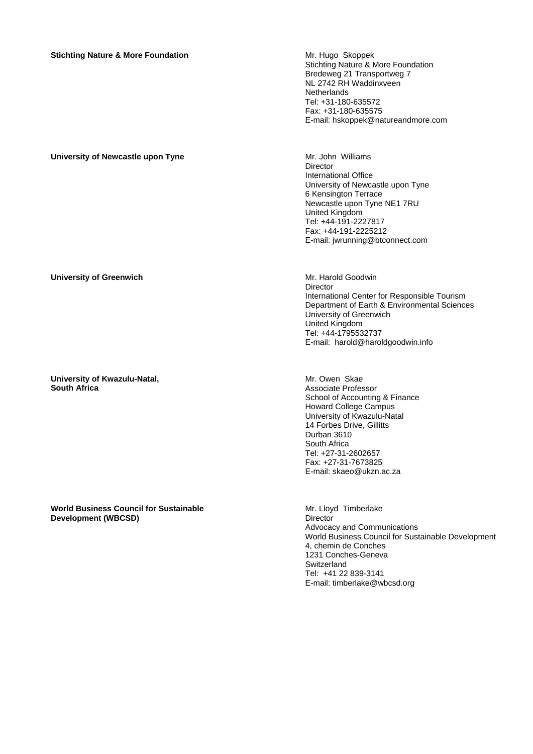**Stichting Nature & More Foundation**

Mr. Hugo Skoppek
Stichting Nature & More Foundation
Bredeweg 21 Transportweg 7
NL 2742 RH Waddinxveen
Netherlands
Tel: +31-180-635572
Fax: +31-180-635575
E-mail: hskoppek@natureandmore.com

**University of Newcastle upon Tyne**

Mr. John Williams
Director
International Office
University of Newcastle upon Tyne
6 Kensington Terrace
Newcastle upon Tyne NE1 7RU
United Kingdom
Tel: +44-191-2227817
Fax: +44-191-2225212
E-mail: jwrunning@btconnect.com

**University of Greenwich**

Mr. Harold Goodwin
Director
International Center for Responsible Tourism
Department of Earth & Environmental Sciences
University of Greenwich
United Kingdom
Tel: +44-1795532737
E-mail: harold@haroldgoodwin.info

**University of Kwazulu-Natal, South Africa**

Mr. Owen Skae
Associate Professor
School of Accounting & Finance
Howard College Campus
University of Kwazulu-Natal
14 Forbes Drive, Gillitts
Durban 3610
South Africa
Tel: +27-31-2602657
Fax: +27-31-7673825
E-mail: skaeo@ukzn.ac.za

**World Business Council for Sustainable Development (WBCSD)**

Mr. Lloyd Timberlake
Director
Advocacy and Communications
World Business Council for Sustainable Development
4, chemin de Conches
1231 Conches-Geneva
Switzerland
Tel: +41 22 839-3141
E-mail: timberlake@wbcsd.org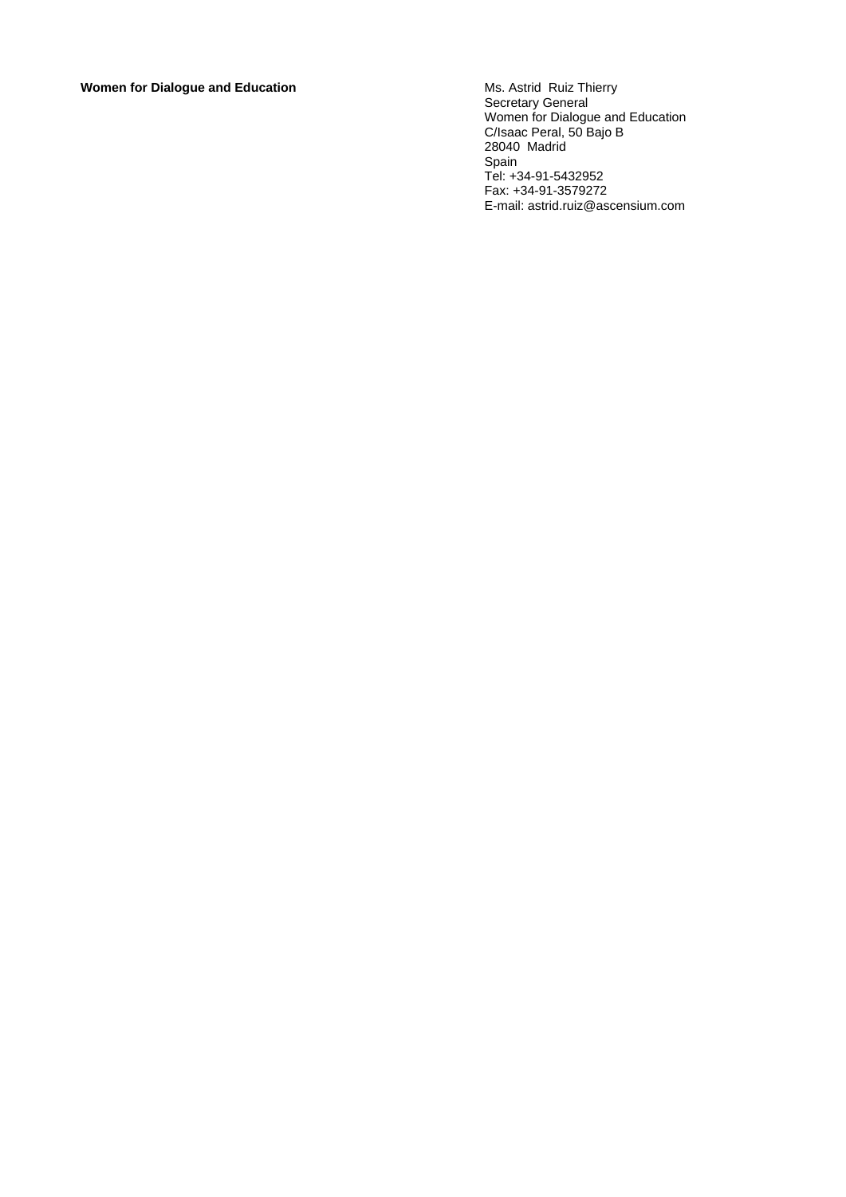| **Women for Dialogue and Education** | Ms. Astrid  Ruiz Thierry<br>Secretary General<br>Women for Dialogue and Education<br>C/Isaac Peral, 50 Bajo B<br>28040  Madrid<br>Spain<br>Tel: +34-91-5432952<br>Fax: +34-91-3579272<br>E-mail: astrid.ruiz@ascensium.com |
|---|---|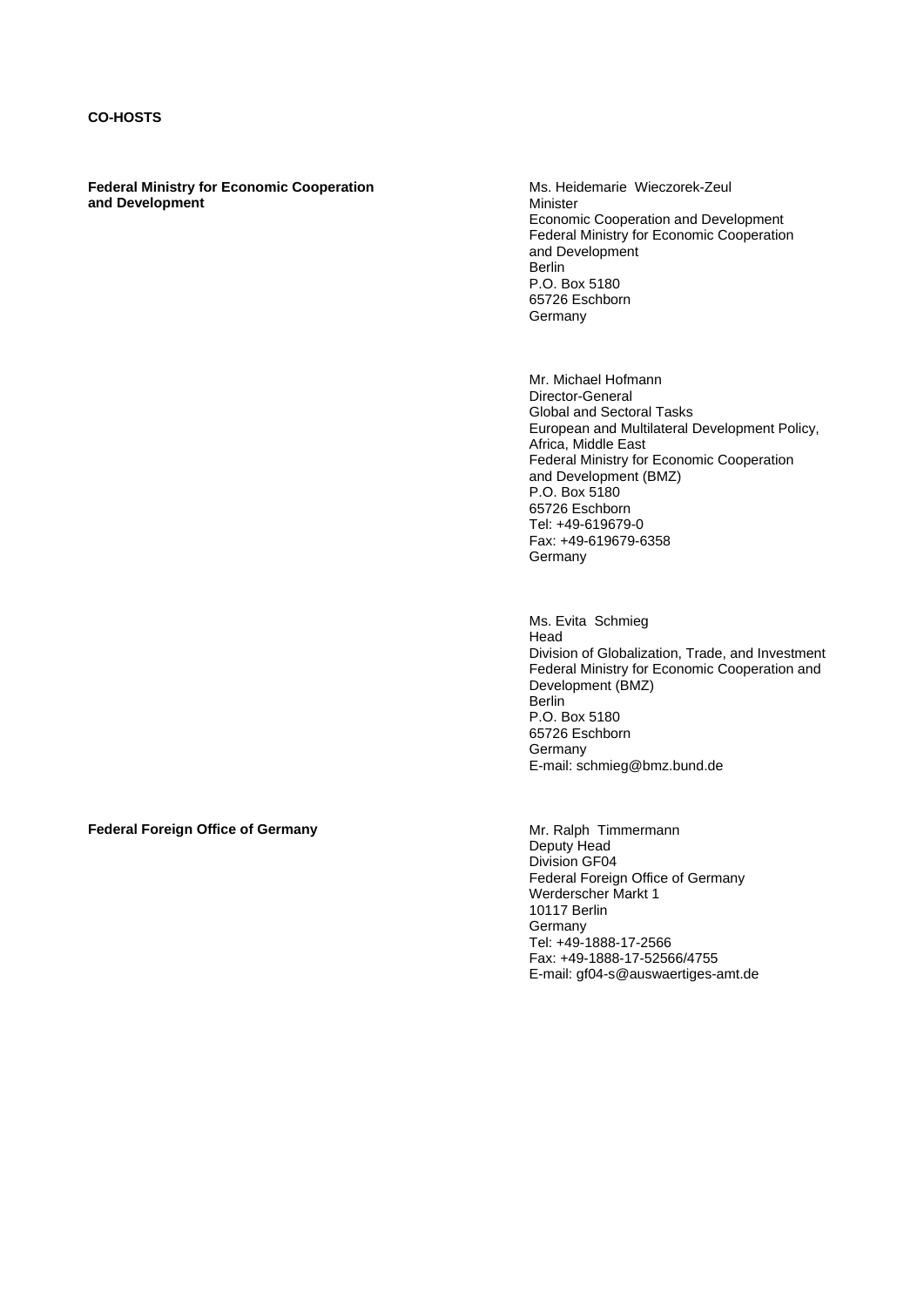**CO-HOSTS**

**Federal Ministry for Economic Cooperation and Development**

Ms. Heidemarie Wieczorek-Zeul
Minister
Economic Cooperation and Development
Federal Ministry for Economic Cooperation and Development
Berlin
P.O. Box 5180
65726 Eschborn
Germany

Mr. Michael Hofmann
Director-General
Global and Sectoral Tasks
European and Multilateral Development Policy, Africa, Middle East
Federal Ministry for Economic Cooperation and Development (BMZ)
P.O. Box 5180
65726 Eschborn
Tel: +49-619679-0
Fax: +49-619679-6358
Germany

Ms. Evita Schmieg
Head
Division of Globalization, Trade, and Investment
Federal Ministry for Economic Cooperation and Development (BMZ)
Berlin
P.O. Box 5180
65726 Eschborn
Germany
E-mail: schmieg@bmz.bund.de

**Federal Foreign Office of Germany**

Mr. Ralph Timmermann
Deputy Head
Division GF04
Federal Foreign Office of Germany
Werderscher Markt 1
10117 Berlin
Germany
Tel: +49-1888-17-2566
Fax: +49-1888-17-52566/4755
E-mail: gf04-s@auswaertiges-amt.de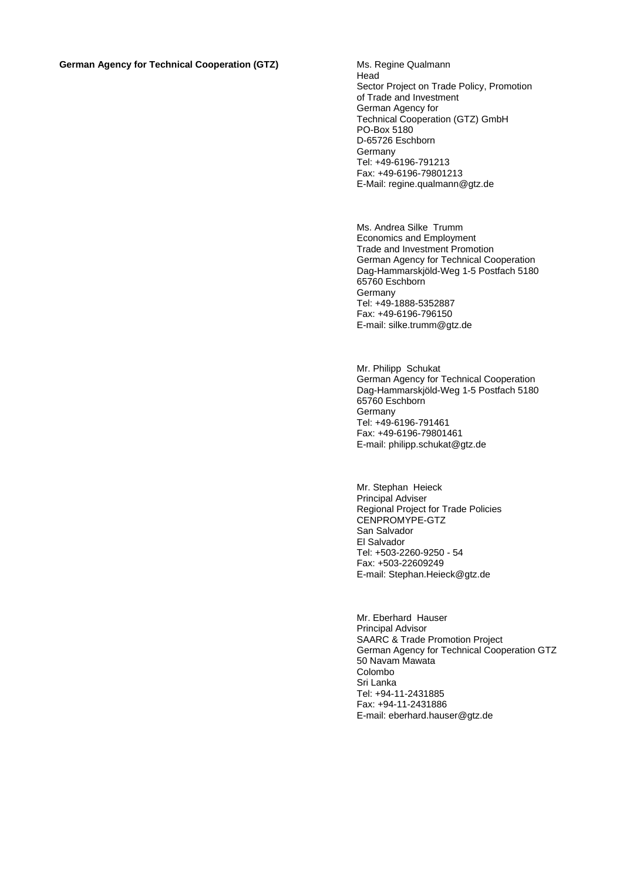**German Agency for Technical Cooperation (GTZ)**

Ms. Regine Qualmann
Head
Sector Project on Trade Policy, Promotion of Trade and Investment
German Agency for Technical Cooperation (GTZ) GmbH
PO-Box 5180
D-65726 Eschborn
Germany
Tel: +49-6196-791213
Fax: +49-6196-79801213
E-Mail: regine.qualmann@gtz.de

Ms. Andrea Silke Trumm
Economics and Employment
Trade and Investment Promotion
German Agency for Technical Cooperation
Dag-Hammarskjöld-Weg 1-5 Postfach 5180
65760 Eschborn
Germany
Tel: +49-1888-5352887
Fax: +49-6196-796150
E-mail: silke.trumm@gtz.de

Mr. Philipp Schukat
German Agency for Technical Cooperation
Dag-Hammarskjöld-Weg 1-5 Postfach 5180
65760 Eschborn
Germany
Tel: +49-6196-791461
Fax: +49-6196-79801461
E-mail: philipp.schukat@gtz.de

Mr. Stephan Heieck
Principal Adviser
Regional Project for Trade Policies
CENPROMYPE-GTZ
San Salvador
El Salvador
Tel: +503-2260-9250 - 54
Fax: +503-22609249
E-mail: Stephan.Heieck@gtz.de

Mr. Eberhard Hauser
Principal Advisor
SAARC & Trade Promotion Project
German Agency for Technical Cooperation GTZ
50 Navam Mawata
Colombo
Sri Lanka
Tel: +94-11-2431885
Fax: +94-11-2431886
E-mail: eberhard.hauser@gtz.de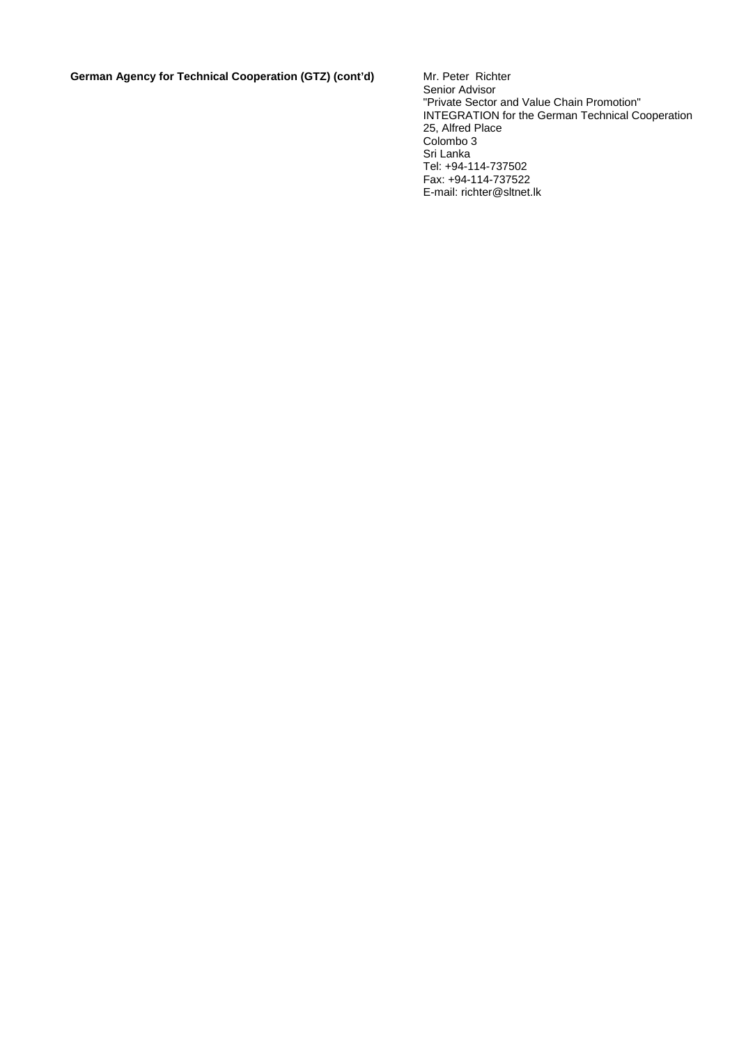**German Agency for Technical Cooperation (GTZ) (cont'd)**

Mr. Peter Richter
Senior Advisor
"Private Sector and Value Chain Promotion"
INTEGRATION for the German Technical Cooperation
25, Alfred Place
Colombo 3
Sri Lanka
Tel: +94-114-737502
Fax: +94-114-737522
E-mail: richter@sltnet.lk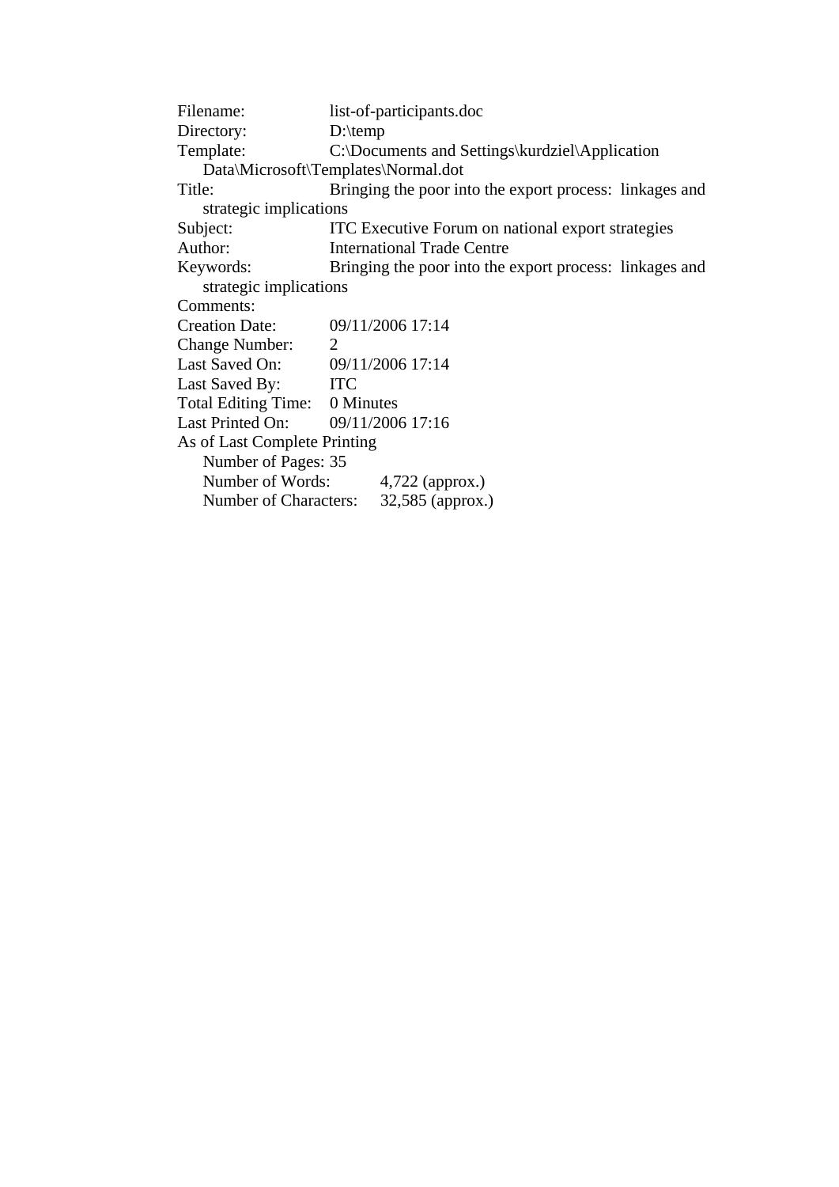Filename: list-of-participants.doc
Directory: D:\temp
Template: C:\Documents and Settings\kurdziel\Application Data\Microsoft\Templates\Normal.dot
Title: Bringing the poor into the export process: linkages and strategic implications
Subject: ITC Executive Forum on national export strategies
Author: International Trade Centre
Keywords: Bringing the poor into the export process: linkages and strategic implications
Comments:
Creation Date: 09/11/2006 17:14
Change Number: 2
Last Saved On: 09/11/2006 17:14
Last Saved By: ITC
Total Editing Time: 0 Minutes
Last Printed On: 09/11/2006 17:16
As of Last Complete Printing
Number of Pages: 35
Number of Words: 4,722 (approx.)
Number of Characters: 32,585 (approx.)